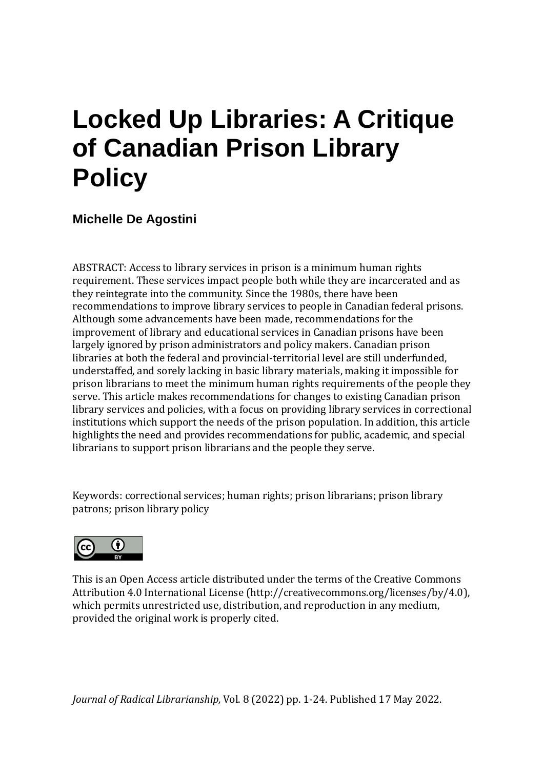# Locked Up Libraries: A Critique of Canadian Prison Library Policy

**Michelle De Agostini**

ABSTRACT: Access to library services in prison is a minimum human rights requirement. These services impact people both while they are incarcerated and as they reintegrate into the community. Since the 1980s, there have been recommendations to improve library services to people in Canadian federal prisons. Although some advancements have been made, recommendations for the improvement of library and educational services in Canadian prisons have been largely ignored by prison administrators and policy makers. Canadian prison libraries at both the federal and provincial-territorial level are still underfunded, understaffed, and sorely lacking in basic library materials, making it impossible for prison librarians to meet the minimum human rights requirements of the people they serve. This article makes recommendations for changes to existing Canadian prison library services and policies, with a focus on providing library services in correctional institutions which support the needs of the prison population. In addition, this article highlights the need and provides recommendations for public, academic, and special librarians to support prison librarians and the people they serve.

Keywords: correctional services; human rights; prison librarians; prison library patrons; prison library policy

This is an Open Access article distributed under the terms of the Creative Commons Attribution 4.0 International License (http://creativecommons.org/licenses/by/4.0), which permits unrestricted use, distribution, and reproduction in any medium, provided the original work is properly cited.

*Journal of Radical Librarianship,* Vol. 8 (2022) pp. 1-24. Published 17 May 2022.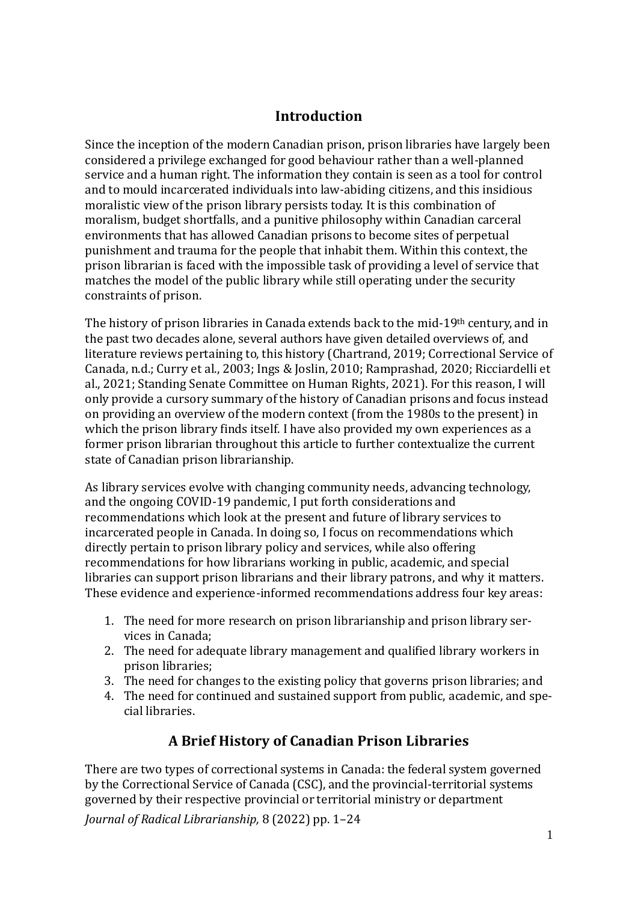## Introduction

Since the inception of the modern Canadian prison, prison libraries have largely been considered a privilege exchanged for good behaviour rather than a well-planned service and a human right. The information they contain is seen as a tool for control and to mould incarcerated individuals into law-abiding citizens, and this insidious moralistic view of the prison library persists today. It is this combination of moralism, budget shortfalls, and a punitive philosophy within Canadian carceral environments that has allowed Canadian prisons to become sites of perpetual punishment and trauma for the people that inhabit them. Within this context, the prison librarian is faced with the impossible task of providing a level of service that matches the model of the public library while still operating under the security constraints of prison.

The history of prison libraries in Canada extends back to the mid-19th century, and in the past two decades alone, several authors have given detailed overviews of, and literature reviews pertaining to, this history (Chartrand, 2019; Correctional Service of Canada, n.d.; Curry et al., 2003; Ings & Joslin, 2010; Ramprashad, 2020; Ricciardelli et al., 2021; Standing Senate Committee on Human Rights, 2021). For this reason, I will only provide a cursory summary of the history of Canadian prisons and focus instead on providing an overview of the modern context (from the 1980s to the present) in which the prison library finds itself. I have also provided my own experiences as a former prison librarian throughout this article to further contextualize the current state of Canadian prison librarianship.

As library services evolve with changing community needs, advancing technology, and the ongoing COVID-19 pandemic, I put forth considerations and recommendations which look at the present and future of library services to incarcerated people in Canada. In doing so, I focus on recommendations which directly pertain to prison library policy and services, while also offering recommendations for how librarians working in public, academic, and special libraries can support prison librarians and their library patrons, and why it matters. These evidence and experience-informed recommendations address four key areas:

1. The need for more research on prison librarianship and prison library services in Canada;
2. The need for adequate library management and qualified library workers in prison libraries;
3. The need for changes to the existing policy that governs prison libraries; and
4. The need for continued and sustained support from public, academic, and special libraries.

## A Brief History of Canadian Prison Libraries

There are two types of correctional systems in Canada: the federal system governed by the Correctional Service of Canada (CSC), and the provincial-territorial systems governed by their respective provincial or territorial ministry or department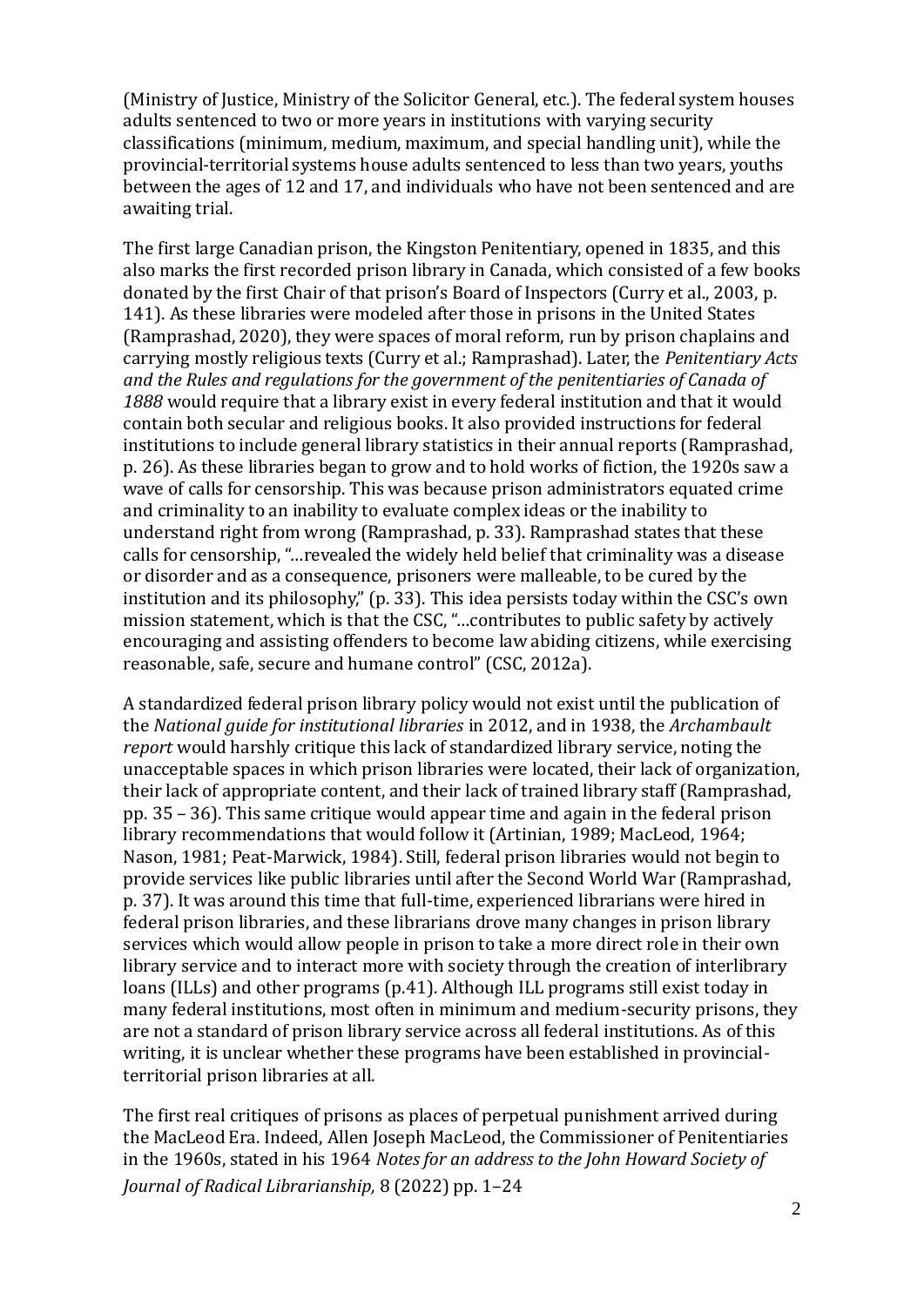(Ministry of Justice, Ministry of the Solicitor General, etc.). The federal system houses adults sentenced to two or more years in institutions with varying security classifications (minimum, medium, maximum, and special handling unit), while the provincial-territorial systems house adults sentenced to less than two years, youths between the ages of 12 and 17, and individuals who have not been sentenced and are awaiting trial.

The first large Canadian prison, the Kingston Penitentiary, opened in 1835, and this also marks the first recorded prison library in Canada, which consisted of a few books donated by the first Chair of that prison's Board of Inspectors (Curry et al., 2003, p. 141). As these libraries were modeled after those in prisons in the United States (Ramprashad, 2020), they were spaces of moral reform, run by prison chaplains and carrying mostly religious texts (Curry et al.; Ramprashad). Later, the *Penitentiary Acts and the Rules and regulations for the government of the penitentiaries of Canada of 1888* would require that a library exist in every federal institution and that it would contain both secular and religious books. It also provided instructions for federal institutions to include general library statistics in their annual reports (Ramprashad, p. 26). As these libraries began to grow and to hold works of fiction, the 1920s saw a wave of calls for censorship. This was because prison administrators equated crime and criminality to an inability to evaluate complex ideas or the inability to understand right from wrong (Ramprashad, p. 33). Ramprashad states that these calls for censorship, "…revealed the widely held belief that criminality was a disease or disorder and as a consequence, prisoners were malleable, to be cured by the institution and its philosophy," (p. 33). This idea persists today within the CSC's own mission statement, which is that the CSC, "…contributes to public safety by actively encouraging and assisting offenders to become law abiding citizens, while exercising reasonable, safe, secure and humane control" (CSC, 2012a).

A standardized federal prison library policy would not exist until the publication of the *National guide for institutional libraries* in 2012, and in 1938, the *Archambault report* would harshly critique this lack of standardized library service, noting the unacceptable spaces in which prison libraries were located, their lack of organization, their lack of appropriate content, and their lack of trained library staff (Ramprashad, pp. 35 – 36). This same critique would appear time and again in the federal prison library recommendations that would follow it (Artinian, 1989; MacLeod, 1964; Nason, 1981; Peat-Marwick, 1984). Still, federal prison libraries would not begin to provide services like public libraries until after the Second World War (Ramprashad, p. 37). It was around this time that full-time, experienced librarians were hired in federal prison libraries, and these librarians drove many changes in prison library services which would allow people in prison to take a more direct role in their own library service and to interact more with society through the creation of interlibrary loans (ILLs) and other programs (p.41). Although ILL programs still exist today in many federal institutions, most often in minimum and medium-security prisons, they are not a standard of prison library service across all federal institutions. As of this writing, it is unclear whether these programs have been established in provincial-territorial prison libraries at all.

The first real critiques of prisons as places of perpetual punishment arrived during the MacLeod Era. Indeed, Allen Joseph MacLeod, the Commissioner of Penitentiaries in the 1960s, stated in his 1964 *Notes for an address to the John Howard Society of*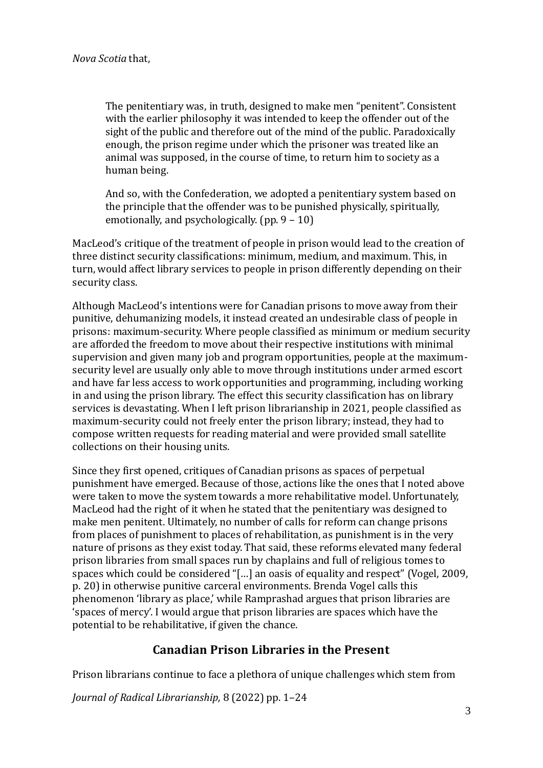*Nova Scotia* that,

> The penitentiary was, in truth, designed to make men "penitent". Consistent with the earlier philosophy it was intended to keep the offender out of the sight of the public and therefore out of the mind of the public. Paradoxically enough, the prison regime under which the prisoner was treated like an animal was supposed, in the course of time, to return him to society as a human being.
>
> And so, with the Confederation, we adopted a penitentiary system based on the principle that the offender was to be punished physically, spiritually, emotionally, and psychologically. (pp. 9 – 10)

MacLeod's critique of the treatment of people in prison would lead to the creation of three distinct security classifications: minimum, medium, and maximum. This, in turn, would affect library services to people in prison differently depending on their security class.

Although MacLeod's intentions were for Canadian prisons to move away from their punitive, dehumanizing models, it instead created an undesirable class of people in prisons: maximum-security. Where people classified as minimum or medium security are afforded the freedom to move about their respective institutions with minimal supervision and given many job and program opportunities, people at the maximum-security level are usually only able to move through institutions under armed escort and have far less access to work opportunities and programming, including working in and using the prison library. The effect this security classification has on library services is devastating. When I left prison librarianship in 2021, people classified as maximum-security could not freely enter the prison library; instead, they had to compose written requests for reading material and were provided small satellite collections on their housing units.

Since they first opened, critiques of Canadian prisons as spaces of perpetual punishment have emerged. Because of those, actions like the ones that I noted above were taken to move the system towards a more rehabilitative model. Unfortunately, MacLeod had the right of it when he stated that the penitentiary was designed to make men penitent. Ultimately, no number of calls for reform can change prisons from places of punishment to places of rehabilitation, as punishment is in the very nature of prisons as they exist today. That said, these reforms elevated many federal prison libraries from small spaces run by chaplains and full of religious tomes to spaces which could be considered "[…] an oasis of equality and respect" (Vogel, 2009, p. 20) in otherwise punitive carceral environments. Brenda Vogel calls this phenomenon 'library as place,' while Ramprashad argues that prison libraries are 'spaces of mercy'. I would argue that prison libraries are spaces which have the potential to be rehabilitative, if given the chance.

## Canadian Prison Libraries in the Present

Prison librarians continue to face a plethora of unique challenges which stem from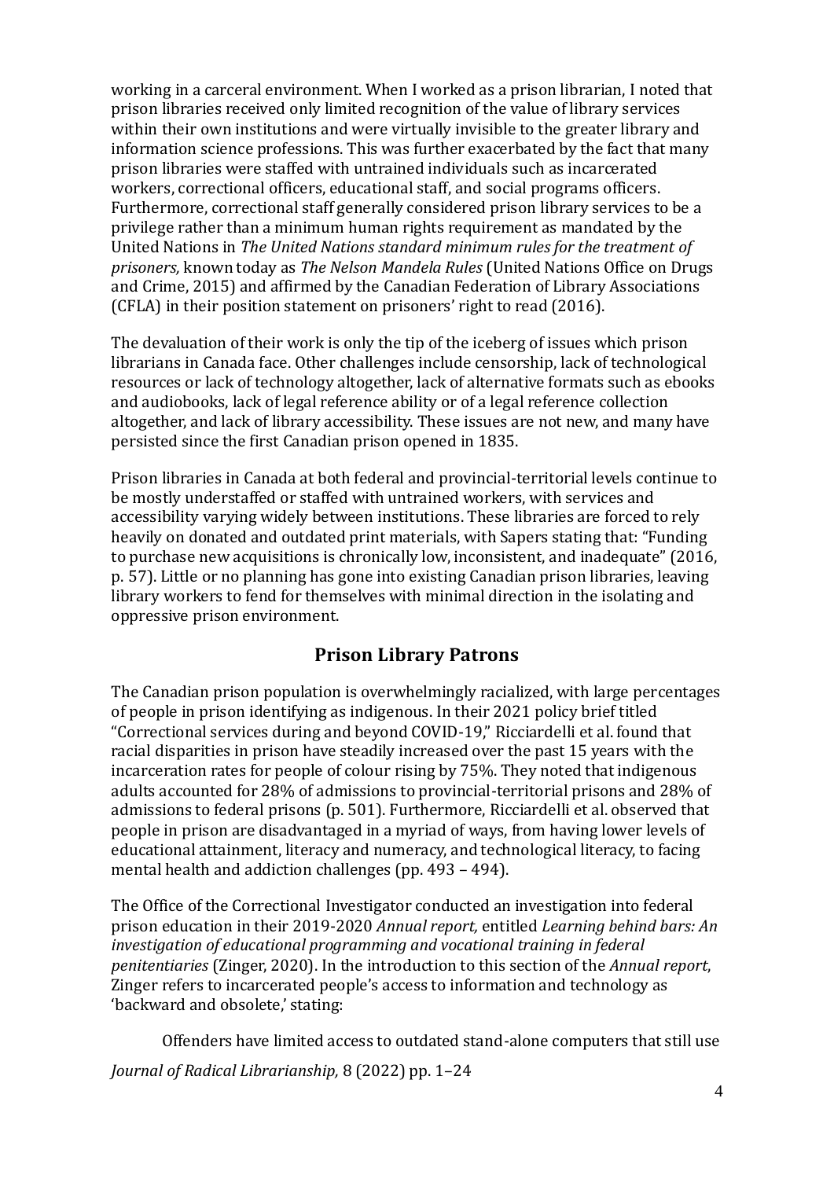working in a carceral environment. When I worked as a prison librarian, I noted that prison libraries received only limited recognition of the value of library services within their own institutions and were virtually invisible to the greater library and information science professions. This was further exacerbated by the fact that many prison libraries were staffed with untrained individuals such as incarcerated workers, correctional officers, educational staff, and social programs officers. Furthermore, correctional staff generally considered prison library services to be a privilege rather than a minimum human rights requirement as mandated by the United Nations in *The United Nations standard minimum rules for the treatment of prisoners,* known today as *The Nelson Mandela Rules* (United Nations Office on Drugs and Crime, 2015) and affirmed by the Canadian Federation of Library Associations (CFLA) in their position statement on prisoners' right to read (2016).

The devaluation of their work is only the tip of the iceberg of issues which prison librarians in Canada face. Other challenges include censorship, lack of technological resources or lack of technology altogether, lack of alternative formats such as ebooks and audiobooks, lack of legal reference ability or of a legal reference collection altogether, and lack of library accessibility. These issues are not new, and many have persisted since the first Canadian prison opened in 1835.

Prison libraries in Canada at both federal and provincial-territorial levels continue to be mostly understaffed or staffed with untrained workers, with services and accessibility varying widely between institutions. These libraries are forced to rely heavily on donated and outdated print materials, with Sapers stating that: "Funding to purchase new acquisitions is chronically low, inconsistent, and inadequate" (2016, p. 57). Little or no planning has gone into existing Canadian prison libraries, leaving library workers to fend for themselves with minimal direction in the isolating and oppressive prison environment.

## Prison Library Patrons

The Canadian prison population is overwhelmingly racialized, with large percentages of people in prison identifying as indigenous. In their 2021 policy brief titled "Correctional services during and beyond COVID-19," Ricciardelli et al. found that racial disparities in prison have steadily increased over the past 15 years with the incarceration rates for people of colour rising by 75%. They noted that indigenous adults accounted for 28% of admissions to provincial-territorial prisons and 28% of admissions to federal prisons (p. 501). Furthermore, Ricciardelli et al. observed that people in prison are disadvantaged in a myriad of ways, from having lower levels of educational attainment, literacy and numeracy, and technological literacy, to facing mental health and addiction challenges (pp. 493 – 494).

The Office of the Correctional Investigator conducted an investigation into federal prison education in their 2019-2020 *Annual report,* entitled *Learning behind bars: An investigation of educational programming and vocational training in federal penitentiaries* (Zinger, 2020). In the introduction to this section of the *Annual report*, Zinger refers to incarcerated people's access to information and technology as 'backward and obsolete,' stating:

> Offenders have limited access to outdated stand-alone computers that still use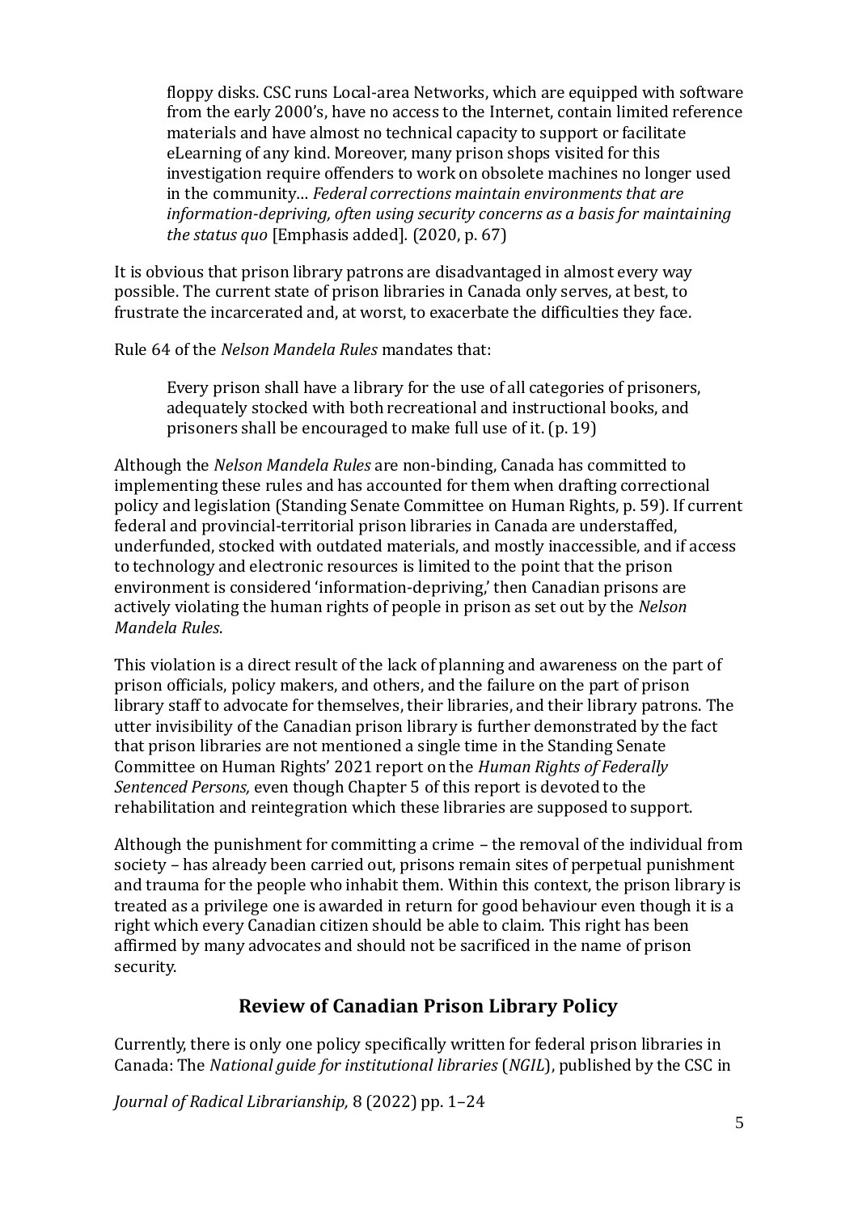> floppy disks. CSC runs Local-area Networks, which are equipped with software from the early 2000's, have no access to the Internet, contain limited reference materials and have almost no technical capacity to support or facilitate eLearning of any kind. Moreover, many prison shops visited for this investigation require offenders to work on obsolete machines no longer used in the community… *Federal corrections maintain environments that are information-depriving, often using security concerns as a basis for maintaining the status quo* [Emphasis added]. (2020, p. 67)

It is obvious that prison library patrons are disadvantaged in almost every way possible. The current state of prison libraries in Canada only serves, at best, to frustrate the incarcerated and, at worst, to exacerbate the difficulties they face.

Rule 64 of the *Nelson Mandela Rules* mandates that:

> Every prison shall have a library for the use of all categories of prisoners, adequately stocked with both recreational and instructional books, and prisoners shall be encouraged to make full use of it. (p. 19)

Although the *Nelson Mandela Rules* are non-binding, Canada has committed to implementing these rules and has accounted for them when drafting correctional policy and legislation (Standing Senate Committee on Human Rights, p. 59). If current federal and provincial-territorial prison libraries in Canada are understaffed, underfunded, stocked with outdated materials, and mostly inaccessible, and if access to technology and electronic resources is limited to the point that the prison environment is considered 'information-depriving,' then Canadian prisons are actively violating the human rights of people in prison as set out by the *Nelson Mandela Rules*.

This violation is a direct result of the lack of planning and awareness on the part of prison officials, policy makers, and others, and the failure on the part of prison library staff to advocate for themselves, their libraries, and their library patrons. The utter invisibility of the Canadian prison library is further demonstrated by the fact that prison libraries are not mentioned a single time in the Standing Senate Committee on Human Rights' 2021 report on the *Human Rights of Federally Sentenced Persons,* even though Chapter 5 of this report is devoted to the rehabilitation and reintegration which these libraries are supposed to support.

Although the punishment for committing a crime – the removal of the individual from society – has already been carried out, prisons remain sites of perpetual punishment and trauma for the people who inhabit them. Within this context, the prison library is treated as a privilege one is awarded in return for good behaviour even though it is a right which every Canadian citizen should be able to claim. This right has been affirmed by many advocates and should not be sacrificed in the name of prison security.

## Review of Canadian Prison Library Policy

Currently, there is only one policy specifically written for federal prison libraries in Canada: The *National guide for institutional libraries* (*NGIL*), published by the CSC in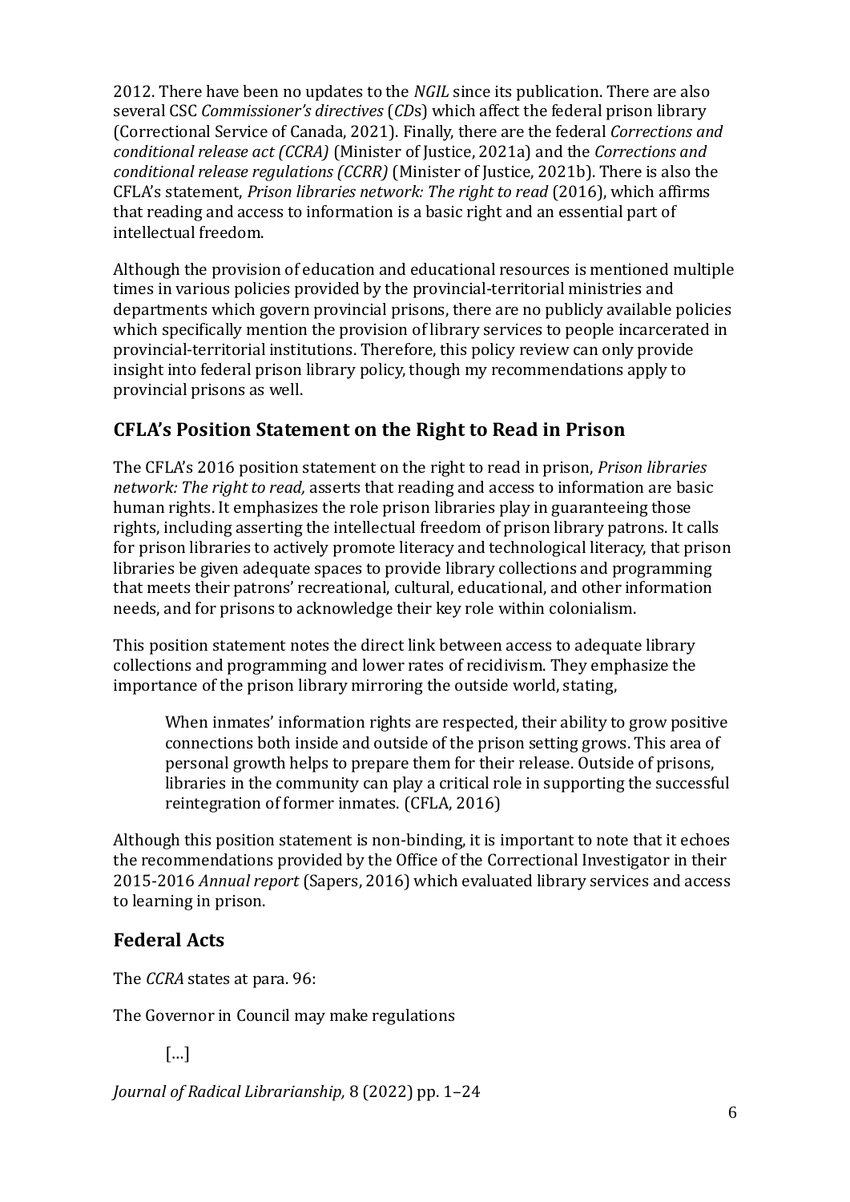2012. There have been no updates to the *NGIL* since its publication. There are also several CSC *Commissioner's directives* (*CD*s) which affect the federal prison library (Correctional Service of Canada, 2021). Finally, there are the federal *Corrections and conditional release act (CCRA)* (Minister of Justice, 2021a) and the *Corrections and conditional release regulations (CCRR)* (Minister of Justice, 2021b). There is also the CFLA's statement, *Prison libraries network: The right to read* (2016), which affirms that reading and access to information is a basic right and an essential part of intellectual freedom.

Although the provision of education and educational resources is mentioned multiple times in various policies provided by the provincial-territorial ministries and departments which govern provincial prisons, there are no publicly available policies which specifically mention the provision of library services to people incarcerated in provincial-territorial institutions. Therefore, this policy review can only provide insight into federal prison library policy, though my recommendations apply to provincial prisons as well.

## CFLA's Position Statement on the Right to Read in Prison

The CFLA's 2016 position statement on the right to read in prison, *Prison libraries network: The right to read,* asserts that reading and access to information are basic human rights. It emphasizes the role prison libraries play in guaranteeing those rights, including asserting the intellectual freedom of prison library patrons. It calls for prison libraries to actively promote literacy and technological literacy, that prison libraries be given adequate spaces to provide library collections and programming that meets their patrons' recreational, cultural, educational, and other information needs, and for prisons to acknowledge their key role within colonialism.

This position statement notes the direct link between access to adequate library collections and programming and lower rates of recidivism. They emphasize the importance of the prison library mirroring the outside world, stating,

> When inmates' information rights are respected, their ability to grow positive connections both inside and outside of the prison setting grows. This area of personal growth helps to prepare them for their release. Outside of prisons, libraries in the community can play a critical role in supporting the successful reintegration of former inmates. (CFLA, 2016)

Although this position statement is non-binding, it is important to note that it echoes the recommendations provided by the Office of the Correctional Investigator in their 2015-2016 *Annual report* (Sapers, 2016) which evaluated library services and access to learning in prison.

## Federal Acts

The *CCRA* states at para. 96:

The Governor in Council may make regulations

> [...]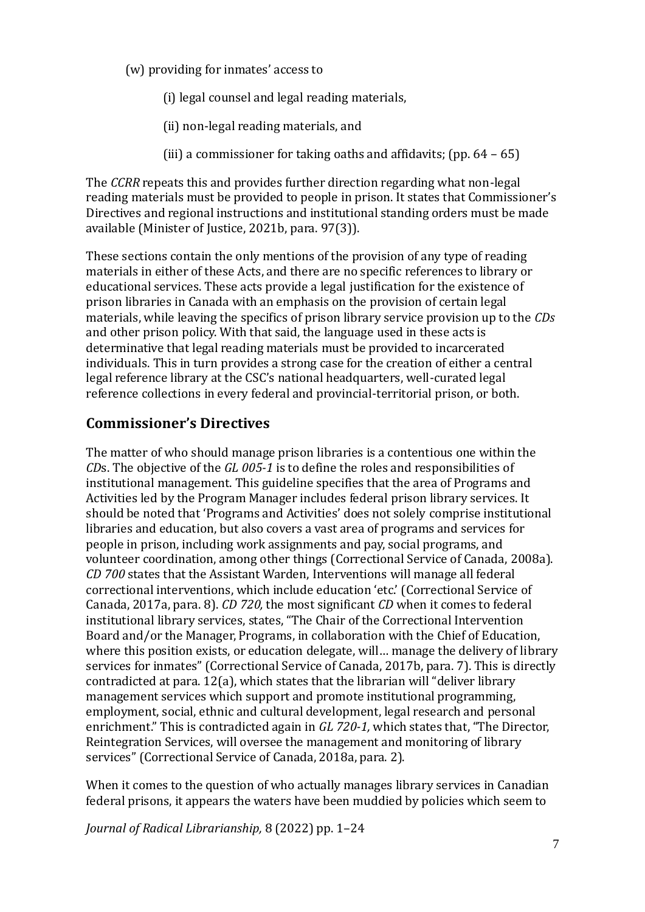(w) providing for inmates' access to

(i) legal counsel and legal reading materials,

(ii) non-legal reading materials, and

(iii) a commissioner for taking oaths and affidavits; (pp. 64 – 65)

The *CCRR* repeats this and provides further direction regarding what non-legal reading materials must be provided to people in prison. It states that Commissioner's Directives and regional instructions and institutional standing orders must be made available (Minister of Justice, 2021b, para. 97(3)).

These sections contain the only mentions of the provision of any type of reading materials in either of these Acts, and there are no specific references to library or educational services. These acts provide a legal justification for the existence of prison libraries in Canada with an emphasis on the provision of certain legal materials, while leaving the specifics of prison library service provision up to the *CDs* and other prison policy. With that said, the language used in these acts is determinative that legal reading materials must be provided to incarcerated individuals. This in turn provides a strong case for the creation of either a central legal reference library at the CSC's national headquarters, well-curated legal reference collections in every federal and provincial-territorial prison, or both.

## Commissioner's Directives

The matter of who should manage prison libraries is a contentious one within the *CD*s. The objective of the *GL 005-1* is to define the roles and responsibilities of institutional management. This guideline specifies that the area of Programs and Activities led by the Program Manager includes federal prison library services. It should be noted that 'Programs and Activities' does not solely comprise institutional libraries and education, but also covers a vast area of programs and services for people in prison, including work assignments and pay, social programs, and volunteer coordination, among other things (Correctional Service of Canada, 2008a). *CD 700* states that the Assistant Warden, Interventions will manage all federal correctional interventions, which include education 'etc.' (Correctional Service of Canada, 2017a, para. 8). *CD 720,* the most significant *CD* when it comes to federal institutional library services, states, "The Chair of the Correctional Intervention Board and/or the Manager, Programs, in collaboration with the Chief of Education, where this position exists, or education delegate, will… manage the delivery of library services for inmates" (Correctional Service of Canada, 2017b, para. 7). This is directly contradicted at para. 12(a), which states that the librarian will "deliver library management services which support and promote institutional programming, employment, social, ethnic and cultural development, legal research and personal enrichment." This is contradicted again in *GL 720-1,* which states that, "The Director, Reintegration Services, will oversee the management and monitoring of library services" (Correctional Service of Canada, 2018a, para. 2).

When it comes to the question of who actually manages library services in Canadian federal prisons, it appears the waters have been muddied by policies which seem to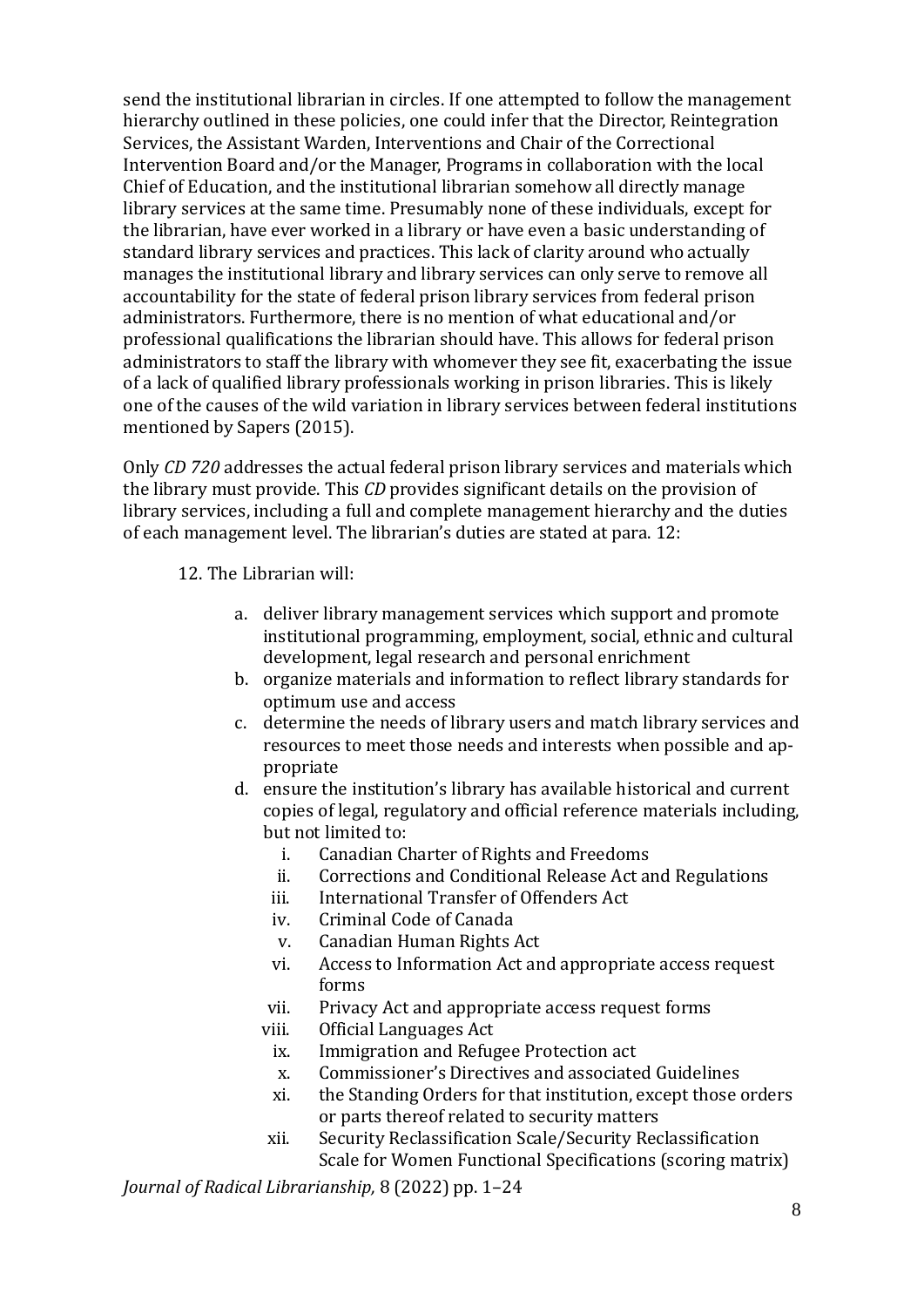send the institutional librarian in circles. If one attempted to follow the management hierarchy outlined in these policies, one could infer that the Director, Reintegration Services, the Assistant Warden, Interventions and Chair of the Correctional Intervention Board and/or the Manager, Programs in collaboration with the local Chief of Education, and the institutional librarian somehow all directly manage library services at the same time. Presumably none of these individuals, except for the librarian, have ever worked in a library or have even a basic understanding of standard library services and practices. This lack of clarity around who actually manages the institutional library and library services can only serve to remove all accountability for the state of federal prison library services from federal prison administrators. Furthermore, there is no mention of what educational and/or professional qualifications the librarian should have. This allows for federal prison administrators to staff the library with whomever they see fit, exacerbating the issue of a lack of qualified library professionals working in prison libraries. This is likely one of the causes of the wild variation in library services between federal institutions mentioned by Sapers (2015).

Only *CD 720* addresses the actual federal prison library services and materials which the library must provide. This *CD* provides significant details on the provision of library services, including a full and complete management hierarchy and the duties of each management level. The librarian's duties are stated at para. 12:

> 12. The Librarian will:
>
> a. deliver library management services which support and promote institutional programming, employment, social, ethnic and cultural development, legal research and personal enrichment
>
> b. organize materials and information to reflect library standards for optimum use and access
>
> c. determine the needs of library users and match library services and resources to meet those needs and interests when possible and appropriate
>
> d. ensure the institution's library has available historical and current copies of legal, regulatory and official reference materials including, but not limited to:
>
> i. Canadian Charter of Rights and Freedoms
> ii. Corrections and Conditional Release Act and Regulations
> iii. International Transfer of Offenders Act
> iv. Criminal Code of Canada
> v. Canadian Human Rights Act
> vi. Access to Information Act and appropriate access request forms
> vii. Privacy Act and appropriate access request forms
> viii. Official Languages Act
> ix. Immigration and Refugee Protection act
> x. Commissioner's Directives and associated Guidelines
> xi. the Standing Orders for that institution, except those orders or parts thereof related to security matters
> xii. Security Reclassification Scale/Security Reclassification Scale for Women Functional Specifications (scoring matrix)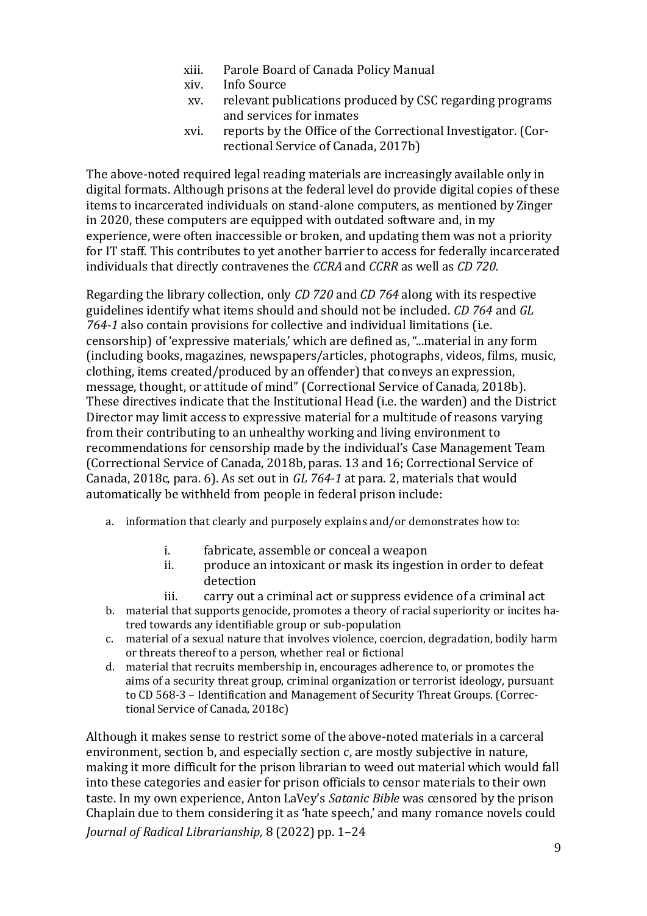xiii. Parole Board of Canada Policy Manual
xiv. Info Source
xv. relevant publications produced by CSC regarding programs and services for inmates
xvi. reports by the Office of the Correctional Investigator. (Correctional Service of Canada, 2017b)

The above-noted required legal reading materials are increasingly available only in digital formats. Although prisons at the federal level do provide digital copies of these items to incarcerated individuals on stand-alone computers, as mentioned by Zinger in 2020, these computers are equipped with outdated software and, in my experience, were often inaccessible or broken, and updating them was not a priority for IT staff. This contributes to yet another barrier to access for federally incarcerated individuals that directly contravenes the *CCRA* and *CCRR* as well as *CD 720.*

Regarding the library collection, only *CD 720* and *CD 764* along with its respective guidelines identify what items should and should not be included. *CD 764* and *GL 764-1* also contain provisions for collective and individual limitations (i.e. censorship) of 'expressive materials,' which are defined as, "...material in any form (including books, magazines, newspapers/articles, photographs, videos, films, music, clothing, items created/produced by an offender) that conveys an expression, message, thought, or attitude of mind" (Correctional Service of Canada, 2018b). These directives indicate that the Institutional Head (i.e. the warden) and the District Director may limit access to expressive material for a multitude of reasons varying from their contributing to an unhealthy working and living environment to recommendations for censorship made by the individual's Case Management Team (Correctional Service of Canada, 2018b, paras. 13 and 16; Correctional Service of Canada, 2018c, para. 6). As set out in *GL 764-1* at para. 2, materials that would automatically be withheld from people in federal prison include:

a. information that clearly and purposely explains and/or demonstrates how to:
    i. fabricate, assemble or conceal a weapon
    ii. produce an intoxicant or mask its ingestion in order to defeat detection
    iii. carry out a criminal act or suppress evidence of a criminal act
b. material that supports genocide, promotes a theory of racial superiority or incites hatred towards any identifiable group or sub-population
c. material of a sexual nature that involves violence, coercion, degradation, bodily harm or threats thereof to a person, whether real or fictional
d. material that recruits membership in, encourages adherence to, or promotes the aims of a security threat group, criminal organization or terrorist ideology, pursuant to CD 568-3 – Identification and Management of Security Threat Groups. (Correctional Service of Canada, 2018c)

Although it makes sense to restrict some of the above-noted materials in a carceral environment, section b, and especially section c, are mostly subjective in nature, making it more difficult for the prison librarian to weed out material which would fall into these categories and easier for prison officials to censor materials to their own taste. In my own experience, Anton LaVey's *Satanic Bible* was censored by the prison Chaplain due to them considering it as 'hate speech,' and many romance novels could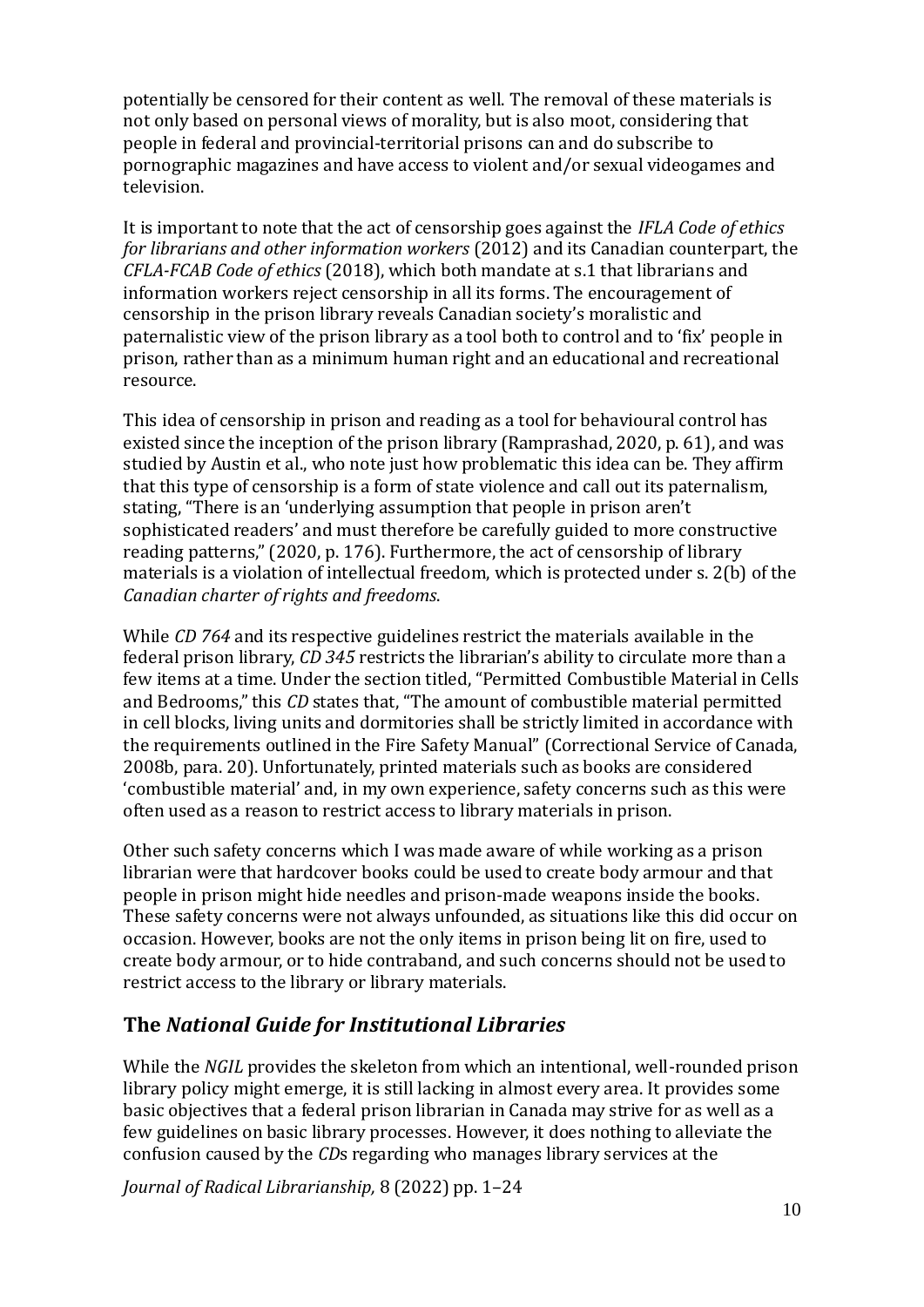potentially be censored for their content as well. The removal of these materials is not only based on personal views of morality, but is also moot, considering that people in federal and provincial-territorial prisons can and do subscribe to pornographic magazines and have access to violent and/or sexual videogames and television.

It is important to note that the act of censorship goes against the *IFLA Code of ethics for librarians and other information workers* (2012) and its Canadian counterpart, the *CFLA-FCAB Code of ethics* (2018), which both mandate at s.1 that librarians and information workers reject censorship in all its forms. The encouragement of censorship in the prison library reveals Canadian society's moralistic and paternalistic view of the prison library as a tool both to control and to 'fix' people in prison, rather than as a minimum human right and an educational and recreational resource.

This idea of censorship in prison and reading as a tool for behavioural control has existed since the inception of the prison library (Ramprashad, 2020, p. 61), and was studied by Austin et al., who note just how problematic this idea can be. They affirm that this type of censorship is a form of state violence and call out its paternalism, stating, "There is an 'underlying assumption that people in prison aren't sophisticated readers' and must therefore be carefully guided to more constructive reading patterns," (2020, p. 176). Furthermore, the act of censorship of library materials is a violation of intellectual freedom, which is protected under s. 2(b) of the *Canadian charter of rights and freedoms*.

While *CD 764* and its respective guidelines restrict the materials available in the federal prison library, *CD 345* restricts the librarian's ability to circulate more than a few items at a time. Under the section titled, "Permitted Combustible Material in Cells and Bedrooms," this *CD* states that, "The amount of combustible material permitted in cell blocks, living units and dormitories shall be strictly limited in accordance with the requirements outlined in the Fire Safety Manual" (Correctional Service of Canada, 2008b, para. 20). Unfortunately, printed materials such as books are considered 'combustible material' and, in my own experience, safety concerns such as this were often used as a reason to restrict access to library materials in prison.

Other such safety concerns which I was made aware of while working as a prison librarian were that hardcover books could be used to create body armour and that people in prison might hide needles and prison-made weapons inside the books. These safety concerns were not always unfounded, as situations like this did occur on occasion. However, books are not the only items in prison being lit on fire, used to create body armour, or to hide contraband, and such concerns should not be used to restrict access to the library or library materials.

## The *National Guide for Institutional Libraries*

While the *NGIL* provides the skeleton from which an intentional, well-rounded prison library policy might emerge, it is still lacking in almost every area. It provides some basic objectives that a federal prison librarian in Canada may strive for as well as a few guidelines on basic library processes. However, it does nothing to alleviate the confusion caused by the *CD*s regarding who manages library services at the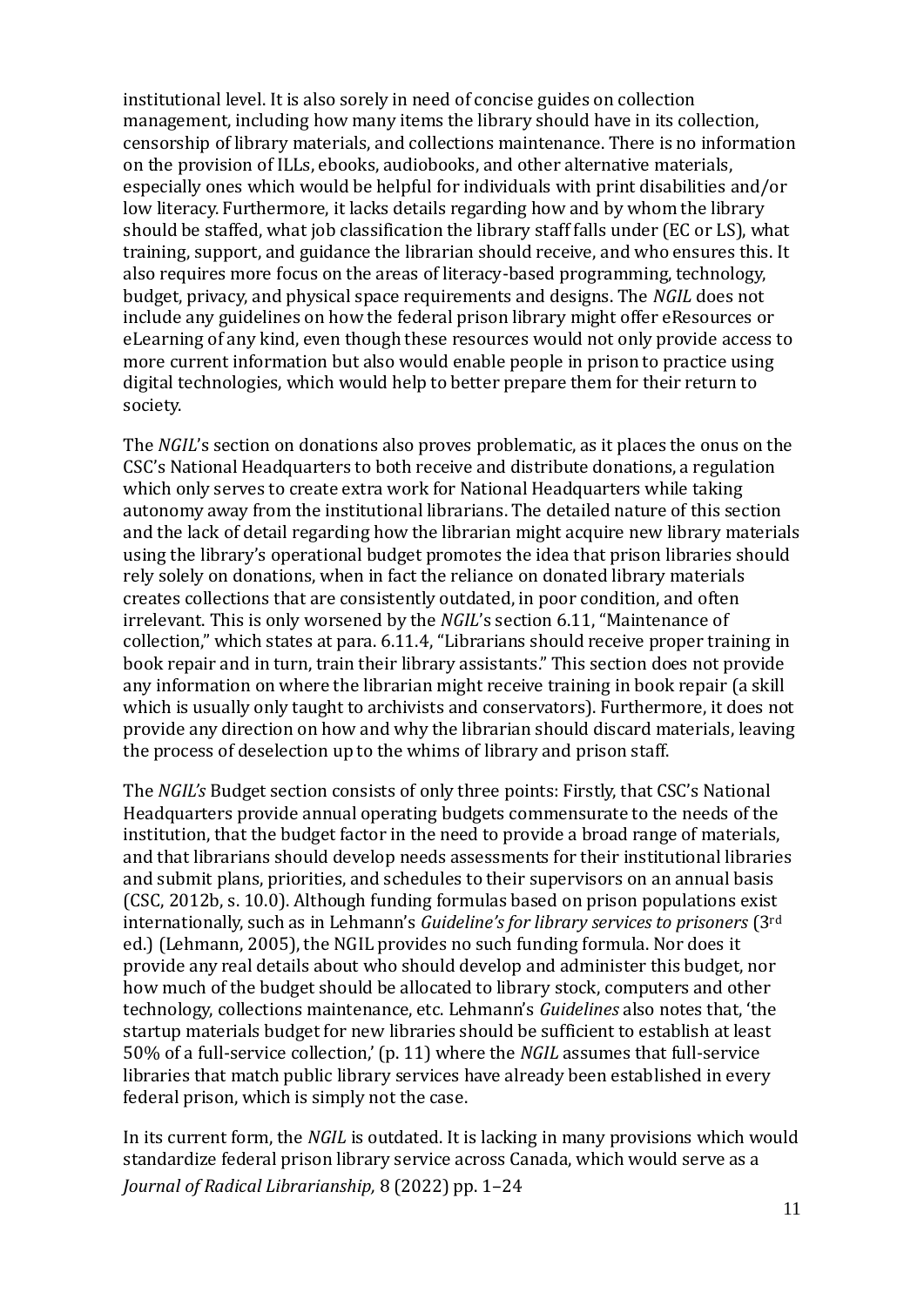institutional level. It is also sorely in need of concise guides on collection management, including how many items the library should have in its collection, censorship of library materials, and collections maintenance. There is no information on the provision of ILLs, ebooks, audiobooks, and other alternative materials, especially ones which would be helpful for individuals with print disabilities and/or low literacy. Furthermore, it lacks details regarding how and by whom the library should be staffed, what job classification the library staff falls under (EC or LS), what training, support, and guidance the librarian should receive, and who ensures this. It also requires more focus on the areas of literacy-based programming, technology, budget, privacy, and physical space requirements and designs. The *NGIL* does not include any guidelines on how the federal prison library might offer eResources or eLearning of any kind, even though these resources would not only provide access to more current information but also would enable people in prison to practice using digital technologies, which would help to better prepare them for their return to society.

The *NGIL*'s section on donations also proves problematic, as it places the onus on the CSC's National Headquarters to both receive and distribute donations, a regulation which only serves to create extra work for National Headquarters while taking autonomy away from the institutional librarians. The detailed nature of this section and the lack of detail regarding how the librarian might acquire new library materials using the library's operational budget promotes the idea that prison libraries should rely solely on donations, when in fact the reliance on donated library materials creates collections that are consistently outdated, in poor condition, and often irrelevant. This is only worsened by the *NGIL*'s section 6.11, "Maintenance of collection," which states at para. 6.11.4, "Librarians should receive proper training in book repair and in turn, train their library assistants." This section does not provide any information on where the librarian might receive training in book repair (a skill which is usually only taught to archivists and conservators). Furthermore, it does not provide any direction on how and why the librarian should discard materials, leaving the process of deselection up to the whims of library and prison staff.

The *NGIL's* Budget section consists of only three points: Firstly, that CSC's National Headquarters provide annual operating budgets commensurate to the needs of the institution, that the budget factor in the need to provide a broad range of materials, and that librarians should develop needs assessments for their institutional libraries and submit plans, priorities, and schedules to their supervisors on an annual basis (CSC, 2012b, s. 10.0). Although funding formulas based on prison populations exist internationally, such as in Lehmann's *Guideline's for library services to prisoners* (3rd ed.) (Lehmann, 2005), the NGIL provides no such funding formula. Nor does it provide any real details about who should develop and administer this budget, nor how much of the budget should be allocated to library stock, computers and other technology, collections maintenance, etc. Lehmann's *Guidelines* also notes that, 'the startup materials budget for new libraries should be sufficient to establish at least 50% of a full-service collection,' (p. 11) where the *NGIL* assumes that full-service libraries that match public library services have already been established in every federal prison, which is simply not the case.

In its current form, the *NGIL* is outdated. It is lacking in many provisions which would standardize federal prison library service across Canada, which would serve as a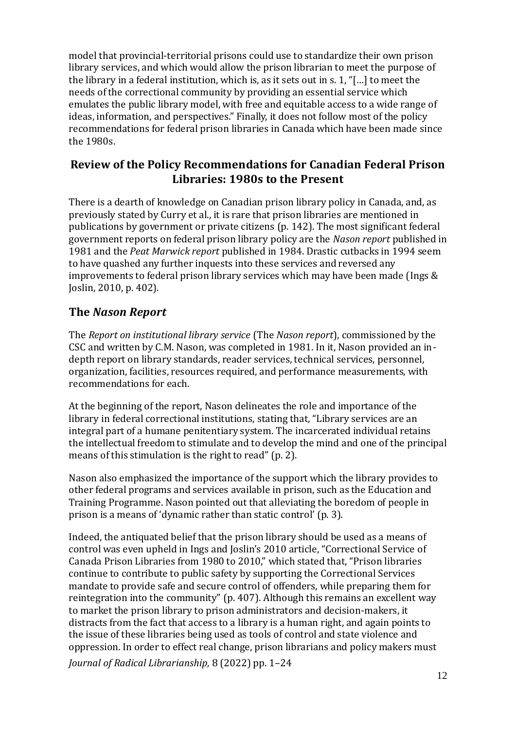model that provincial-territorial prisons could use to standardize their own prison library services, and which would allow the prison librarian to meet the purpose of the library in a federal institution, which is, as it sets out in s. 1, "[…] to meet the needs of the correctional community by providing an essential service which emulates the public library model, with free and equitable access to a wide range of ideas, information, and perspectives." Finally, it does not follow most of the policy recommendations for federal prison libraries in Canada which have been made since the 1980s.

## Review of the Policy Recommendations for Canadian Federal Prison Libraries: 1980s to the Present

There is a dearth of knowledge on Canadian prison library policy in Canada, and, as previously stated by Curry et al., it is rare that prison libraries are mentioned in publications by government or private citizens (p. 142). The most significant federal government reports on federal prison library policy are the *Nason report* published in 1981 and the *Peat Marwick report* published in 1984. Drastic cutbacks in 1994 seem to have quashed any further inquests into these services and reversed any improvements to federal prison library services which may have been made (Ings & Joslin, 2010, p. 402).

## The *Nason Report*

The *Report on institutional library service* (The *Nason report*), commissioned by the CSC and written by C.M. Nason, was completed in 1981. In it, Nason provided an in-depth report on library standards, reader services, technical services, personnel, organization, facilities, resources required, and performance measurements, with recommendations for each.

At the beginning of the report, Nason delineates the role and importance of the library in federal correctional institutions, stating that, "Library services are an integral part of a humane penitentiary system. The incarcerated individual retains the intellectual freedom to stimulate and to develop the mind and one of the principal means of this stimulation is the right to read" (p. 2).

Nason also emphasized the importance of the support which the library provides to other federal programs and services available in prison, such as the Education and Training Programme. Nason pointed out that alleviating the boredom of people in prison is a means of 'dynamic rather than static control' (p. 3).

Indeed, the antiquated belief that the prison library should be used as a means of control was even upheld in Ings and Joslin's 2010 article, "Correctional Service of Canada Prison Libraries from 1980 to 2010," which stated that, "Prison libraries continue to contribute to public safety by supporting the Correctional Services mandate to provide safe and secure control of offenders, while preparing them for reintegration into the community" (p. 407). Although this remains an excellent way to market the prison library to prison administrators and decision-makers, it distracts from the fact that access to a library is a human right, and again points to the issue of these libraries being used as tools of control and state violence and oppression. In order to effect real change, prison librarians and policy makers must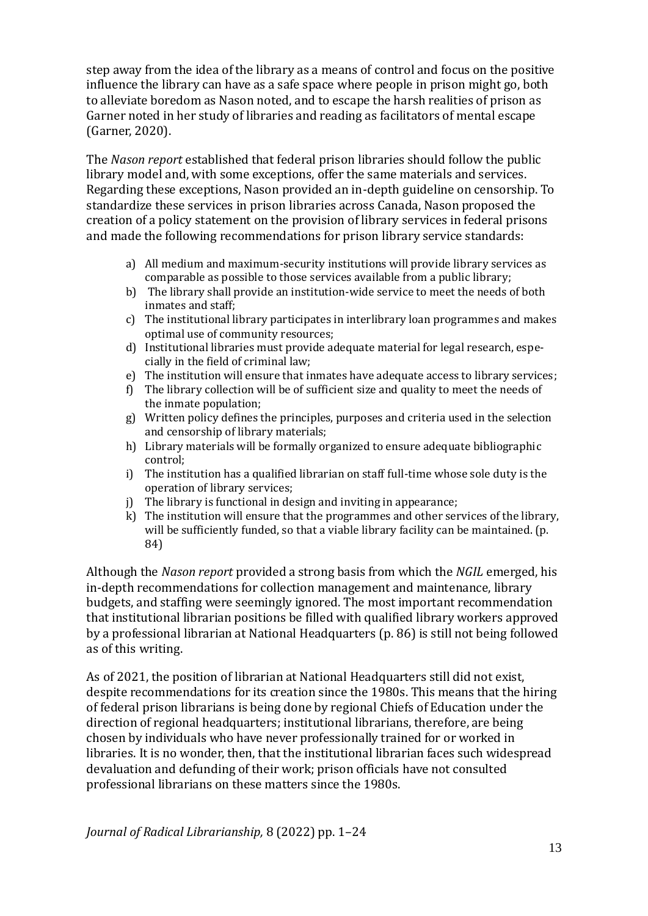step away from the idea of the library as a means of control and focus on the positive influence the library can have as a safe space where people in prison might go, both to alleviate boredom as Nason noted, and to escape the harsh realities of prison as Garner noted in her study of libraries and reading as facilitators of mental escape (Garner, 2020).

The *Nason report* established that federal prison libraries should follow the public library model and, with some exceptions, offer the same materials and services. Regarding these exceptions, Nason provided an in-depth guideline on censorship. To standardize these services in prison libraries across Canada, Nason proposed the creation of a policy statement on the provision of library services in federal prisons and made the following recommendations for prison library service standards:

> a) All medium and maximum-security institutions will provide library services as comparable as possible to those services available from a public library;
> b) The library shall provide an institution-wide service to meet the needs of both inmates and staff;
> c) The institutional library participates in interlibrary loan programmes and makes optimal use of community resources;
> d) Institutional libraries must provide adequate material for legal research, especially in the field of criminal law;
> e) The institution will ensure that inmates have adequate access to library services;
> f) The library collection will be of sufficient size and quality to meet the needs of the inmate population;
> g) Written policy defines the principles, purposes and criteria used in the selection and censorship of library materials;
> h) Library materials will be formally organized to ensure adequate bibliographic control;
> i) The institution has a qualified librarian on staff full-time whose sole duty is the operation of library services;
> j) The library is functional in design and inviting in appearance;
> k) The institution will ensure that the programmes and other services of the library, will be sufficiently funded, so that a viable library facility can be maintained. (p. 84)

Although the *Nason report* provided a strong basis from which the *NGIL* emerged, his in-depth recommendations for collection management and maintenance, library budgets, and staffing were seemingly ignored. The most important recommendation that institutional librarian positions be filled with qualified library workers approved by a professional librarian at National Headquarters (p. 86) is still not being followed as of this writing.

As of 2021, the position of librarian at National Headquarters still did not exist, despite recommendations for its creation since the 1980s. This means that the hiring of federal prison librarians is being done by regional Chiefs of Education under the direction of regional headquarters; institutional librarians, therefore, are being chosen by individuals who have never professionally trained for or worked in libraries. It is no wonder, then, that the institutional librarian faces such widespread devaluation and defunding of their work; prison officials have not consulted professional librarians on these matters since the 1980s.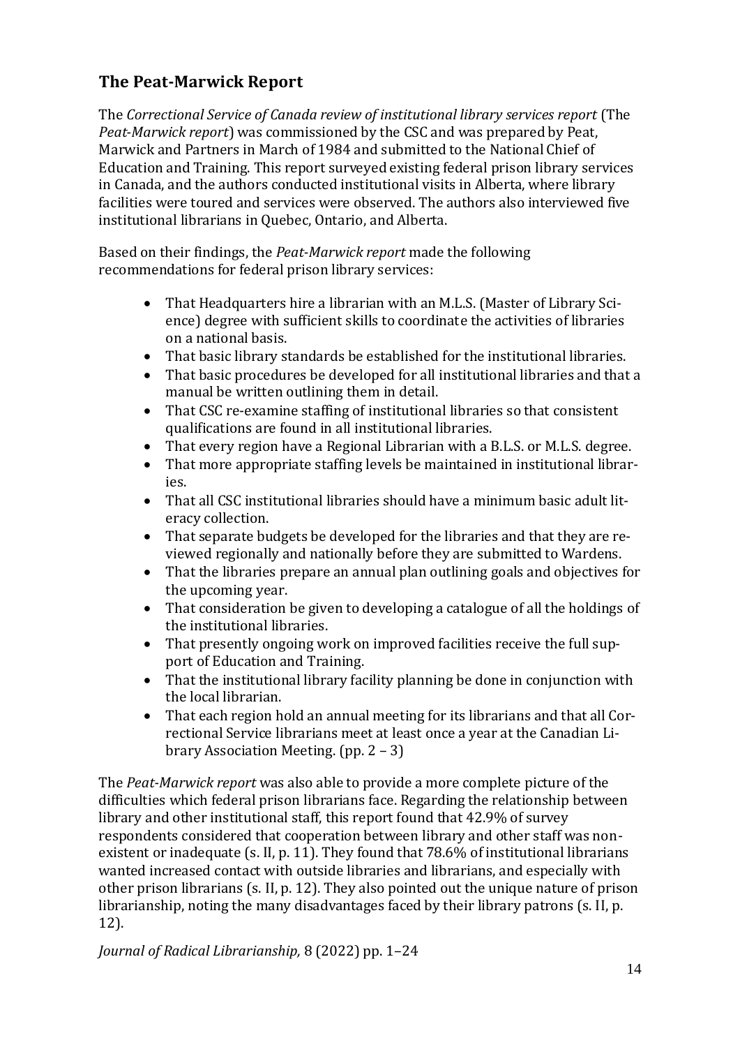## The Peat-Marwick Report

The *Correctional Service of Canada review of institutional library services report* (The *Peat-Marwick report*) was commissioned by the CSC and was prepared by Peat, Marwick and Partners in March of 1984 and submitted to the National Chief of Education and Training. This report surveyed existing federal prison library services in Canada, and the authors conducted institutional visits in Alberta, where library facilities were toured and services were observed. The authors also interviewed five institutional librarians in Quebec, Ontario, and Alberta.

Based on their findings, the *Peat-Marwick report* made the following recommendations for federal prison library services:

- That Headquarters hire a librarian with an M.L.S. (Master of Library Science) degree with sufficient skills to coordinate the activities of libraries on a national basis.
- That basic library standards be established for the institutional libraries.
- That basic procedures be developed for all institutional libraries and that a manual be written outlining them in detail.
- That CSC re-examine staffing of institutional libraries so that consistent qualifications are found in all institutional libraries.
- That every region have a Regional Librarian with a B.L.S. or M.L.S. degree.
- That more appropriate staffing levels be maintained in institutional libraries.
- That all CSC institutional libraries should have a minimum basic adult literacy collection.
- That separate budgets be developed for the libraries and that they are reviewed regionally and nationally before they are submitted to Wardens.
- That the libraries prepare an annual plan outlining goals and objectives for the upcoming year.
- That consideration be given to developing a catalogue of all the holdings of the institutional libraries.
- That presently ongoing work on improved facilities receive the full support of Education and Training.
- That the institutional library facility planning be done in conjunction with the local librarian.
- That each region hold an annual meeting for its librarians and that all Correctional Service librarians meet at least once a year at the Canadian Library Association Meeting. (pp. 2 – 3)

The *Peat-Marwick report* was also able to provide a more complete picture of the difficulties which federal prison librarians face. Regarding the relationship between library and other institutional staff, this report found that 42.9% of survey respondents considered that cooperation between library and other staff was non-existent or inadequate (s. II, p. 11). They found that 78.6% of institutional librarians wanted increased contact with outside libraries and librarians, and especially with other prison librarians (s. II, p. 12). They also pointed out the unique nature of prison librarianship, noting the many disadvantages faced by their library patrons (s. II, p. 12).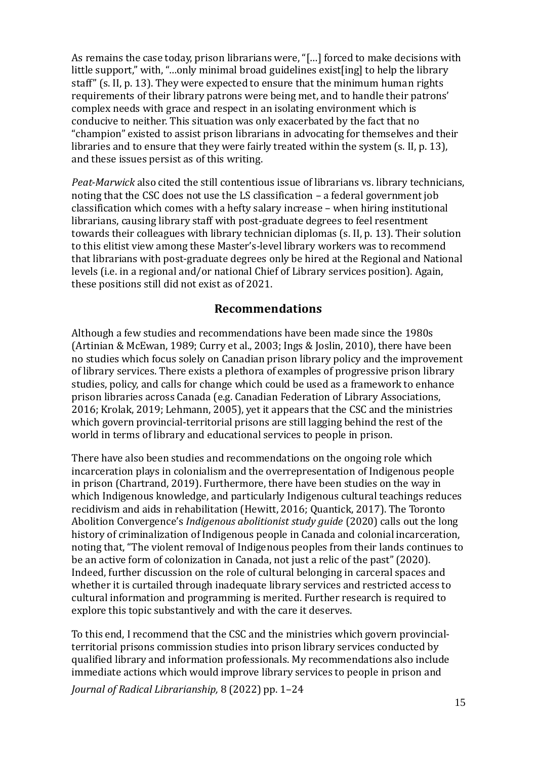As remains the case today, prison librarians were, "[…] forced to make decisions with little support," with, "…only minimal broad guidelines exist[ing] to help the library staff" (s. II, p. 13). They were expected to ensure that the minimum human rights requirements of their library patrons were being met, and to handle their patrons' complex needs with grace and respect in an isolating environment which is conducive to neither. This situation was only exacerbated by the fact that no "champion" existed to assist prison librarians in advocating for themselves and their libraries and to ensure that they were fairly treated within the system (s. II, p. 13), and these issues persist as of this writing.

*Peat-Marwick* also cited the still contentious issue of librarians vs. library technicians, noting that the CSC does not use the LS classification – a federal government job classification which comes with a hefty salary increase – when hiring institutional librarians, causing library staff with post-graduate degrees to feel resentment towards their colleagues with library technician diplomas (s. II, p. 13). Their solution to this elitist view among these Master's-level library workers was to recommend that librarians with post-graduate degrees only be hired at the Regional and National levels (i.e. in a regional and/or national Chief of Library services position). Again, these positions still did not exist as of 2021.

## Recommendations

Although a few studies and recommendations have been made since the 1980s (Artinian & McEwan, 1989; Curry et al., 2003; Ings & Joslin, 2010), there have been no studies which focus solely on Canadian prison library policy and the improvement of library services. There exists a plethora of examples of progressive prison library studies, policy, and calls for change which could be used as a framework to enhance prison libraries across Canada (e.g. Canadian Federation of Library Associations, 2016; Krolak, 2019; Lehmann, 2005), yet it appears that the CSC and the ministries which govern provincial-territorial prisons are still lagging behind the rest of the world in terms of library and educational services to people in prison.

There have also been studies and recommendations on the ongoing role which incarceration plays in colonialism and the overrepresentation of Indigenous people in prison (Chartrand, 2019). Furthermore, there have been studies on the way in which Indigenous knowledge, and particularly Indigenous cultural teachings reduces recidivism and aids in rehabilitation (Hewitt, 2016; Quantick, 2017). The Toronto Abolition Convergence's *Indigenous abolitionist study guide* (2020) calls out the long history of criminalization of Indigenous people in Canada and colonial incarceration, noting that, "The violent removal of Indigenous peoples from their lands continues to be an active form of colonization in Canada, not just a relic of the past" (2020). Indeed, further discussion on the role of cultural belonging in carceral spaces and whether it is curtailed through inadequate library services and restricted access to cultural information and programming is merited. Further research is required to explore this topic substantively and with the care it deserves.

To this end, I recommend that the CSC and the ministries which govern provincial-territorial prisons commission studies into prison library services conducted by qualified library and information professionals. My recommendations also include immediate actions which would improve library services to people in prison and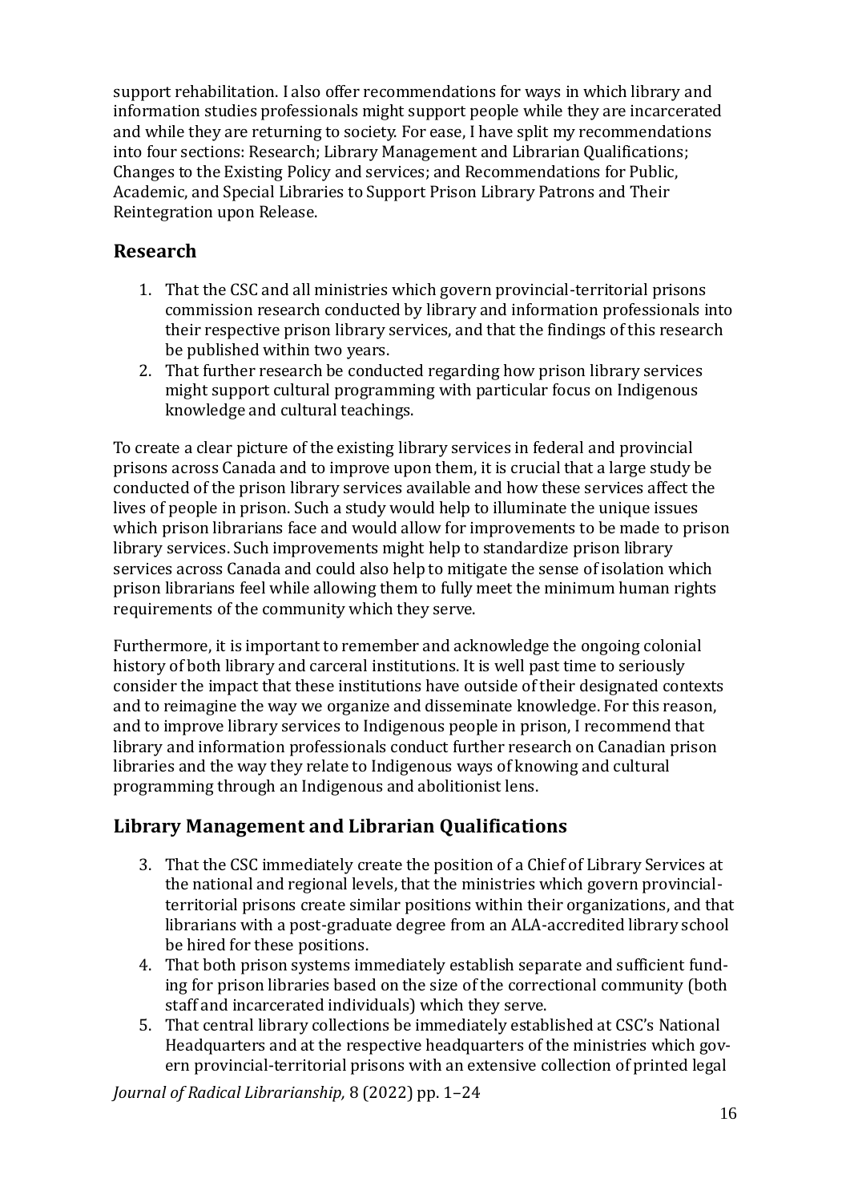support rehabilitation. I also offer recommendations for ways in which library and information studies professionals might support people while they are incarcerated and while they are returning to society. For ease, I have split my recommendations into four sections: Research; Library Management and Librarian Qualifications; Changes to the Existing Policy and services; and Recommendations for Public, Academic, and Special Libraries to Support Prison Library Patrons and Their Reintegration upon Release.

## Research

1. That the CSC and all ministries which govern provincial-territorial prisons commission research conducted by library and information professionals into their respective prison library services, and that the findings of this research be published within two years.
2. That further research be conducted regarding how prison library services might support cultural programming with particular focus on Indigenous knowledge and cultural teachings.

To create a clear picture of the existing library services in federal and provincial prisons across Canada and to improve upon them, it is crucial that a large study be conducted of the prison library services available and how these services affect the lives of people in prison. Such a study would help to illuminate the unique issues which prison librarians face and would allow for improvements to be made to prison library services. Such improvements might help to standardize prison library services across Canada and could also help to mitigate the sense of isolation which prison librarians feel while allowing them to fully meet the minimum human rights requirements of the community which they serve.

Furthermore, it is important to remember and acknowledge the ongoing colonial history of both library and carceral institutions. It is well past time to seriously consider the impact that these institutions have outside of their designated contexts and to reimagine the way we organize and disseminate knowledge. For this reason, and to improve library services to Indigenous people in prison, I recommend that library and information professionals conduct further research on Canadian prison libraries and the way they relate to Indigenous ways of knowing and cultural programming through an Indigenous and abolitionist lens.

## Library Management and Librarian Qualifications

3. That the CSC immediately create the position of a Chief of Library Services at the national and regional levels, that the ministries which govern provincial-territorial prisons create similar positions within their organizations, and that librarians with a post-graduate degree from an ALA-accredited library school be hired for these positions.
4. That both prison systems immediately establish separate and sufficient funding for prison libraries based on the size of the correctional community (both staff and incarcerated individuals) which they serve.
5. That central library collections be immediately established at CSC's National Headquarters and at the respective headquarters of the ministries which govern provincial-territorial prisons with an extensive collection of printed legal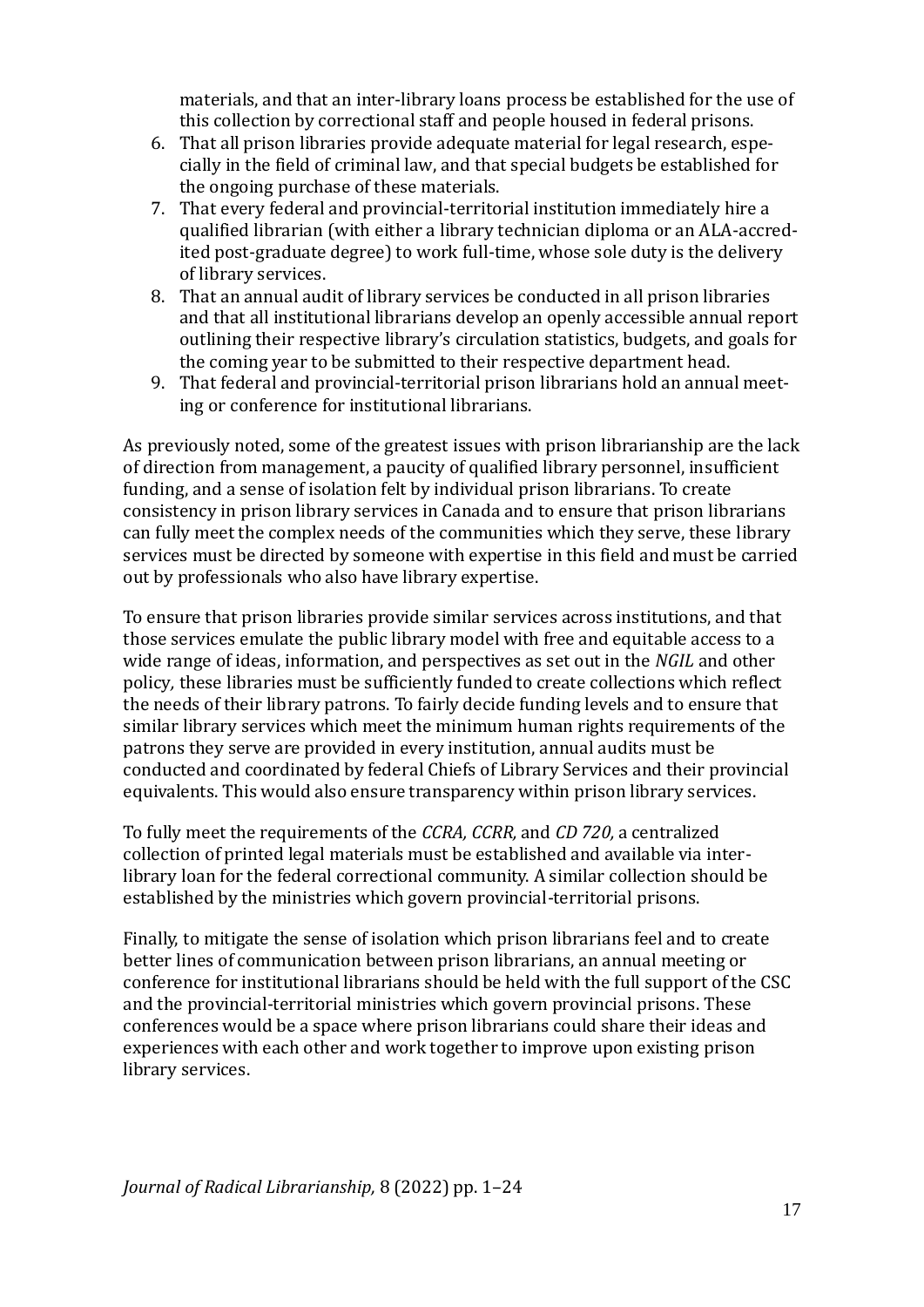materials, and that an inter-library loans process be established for the use of this collection by correctional staff and people housed in federal prisons.

6. That all prison libraries provide adequate material for legal research, especially in the field of criminal law, and that special budgets be established for the ongoing purchase of these materials.
7. That every federal and provincial-territorial institution immediately hire a qualified librarian (with either a library technician diploma or an ALA-accredited post-graduate degree) to work full-time, whose sole duty is the delivery of library services.
8. That an annual audit of library services be conducted in all prison libraries and that all institutional librarians develop an openly accessible annual report outlining their respective library's circulation statistics, budgets, and goals for the coming year to be submitted to their respective department head.
9. That federal and provincial-territorial prison librarians hold an annual meeting or conference for institutional librarians.

As previously noted, some of the greatest issues with prison librarianship are the lack of direction from management, a paucity of qualified library personnel, insufficient funding, and a sense of isolation felt by individual prison librarians. To create consistency in prison library services in Canada and to ensure that prison librarians can fully meet the complex needs of the communities which they serve, these library services must be directed by someone with expertise in this field and must be carried out by professionals who also have library expertise.

To ensure that prison libraries provide similar services across institutions, and that those services emulate the public library model with free and equitable access to a wide range of ideas, information, and perspectives as set out in the *NGIL* and other policy*,* these libraries must be sufficiently funded to create collections which reflect the needs of their library patrons. To fairly decide funding levels and to ensure that similar library services which meet the minimum human rights requirements of the patrons they serve are provided in every institution, annual audits must be conducted and coordinated by federal Chiefs of Library Services and their provincial equivalents. This would also ensure transparency within prison library services.

To fully meet the requirements of the *CCRA, CCRR,* and *CD 720,* a centralized collection of printed legal materials must be established and available via inter-library loan for the federal correctional community. A similar collection should be established by the ministries which govern provincial-territorial prisons.

Finally, to mitigate the sense of isolation which prison librarians feel and to create better lines of communication between prison librarians, an annual meeting or conference for institutional librarians should be held with the full support of the CSC and the provincial-territorial ministries which govern provincial prisons. These conferences would be a space where prison librarians could share their ideas and experiences with each other and work together to improve upon existing prison library services.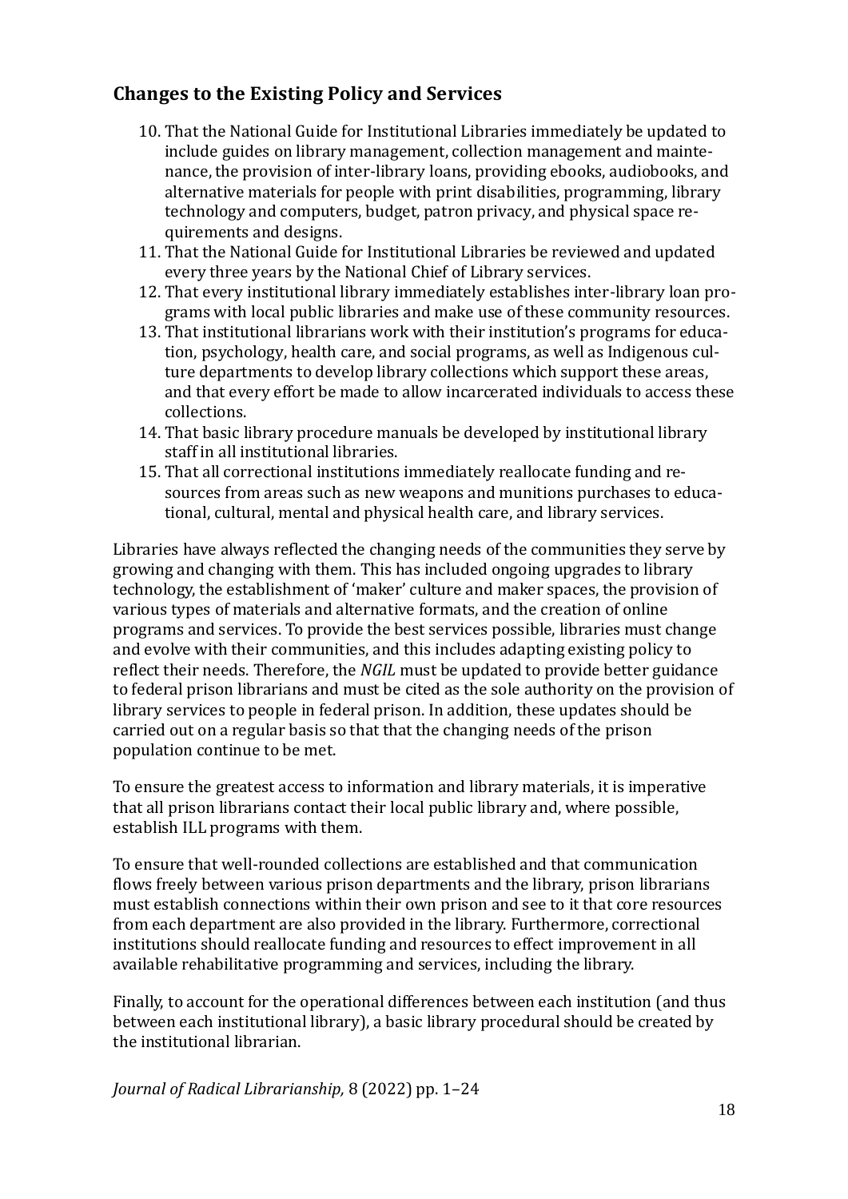## Changes to the Existing Policy and Services

10. That the National Guide for Institutional Libraries immediately be updated to include guides on library management, collection management and maintenance, the provision of inter-library loans, providing ebooks, audiobooks, and alternative materials for people with print disabilities, programming, library technology and computers, budget, patron privacy, and physical space requirements and designs.
11. That the National Guide for Institutional Libraries be reviewed and updated every three years by the National Chief of Library services.
12. That every institutional library immediately establishes inter-library loan programs with local public libraries and make use of these community resources.
13. That institutional librarians work with their institution's programs for education, psychology, health care, and social programs, as well as Indigenous culture departments to develop library collections which support these areas, and that every effort be made to allow incarcerated individuals to access these collections.
14. That basic library procedure manuals be developed by institutional library staff in all institutional libraries.
15. That all correctional institutions immediately reallocate funding and resources from areas such as new weapons and munitions purchases to educational, cultural, mental and physical health care, and library services.

Libraries have always reflected the changing needs of the communities they serve by growing and changing with them. This has included ongoing upgrades to library technology, the establishment of 'maker' culture and maker spaces, the provision of various types of materials and alternative formats, and the creation of online programs and services. To provide the best services possible, libraries must change and evolve with their communities, and this includes adapting existing policy to reflect their needs. Therefore, the *NGIL* must be updated to provide better guidance to federal prison librarians and must be cited as the sole authority on the provision of library services to people in federal prison. In addition, these updates should be carried out on a regular basis so that that the changing needs of the prison population continue to be met.

To ensure the greatest access to information and library materials, it is imperative that all prison librarians contact their local public library and, where possible, establish ILL programs with them.

To ensure that well-rounded collections are established and that communication flows freely between various prison departments and the library, prison librarians must establish connections within their own prison and see to it that core resources from each department are also provided in the library. Furthermore, correctional institutions should reallocate funding and resources to effect improvement in all available rehabilitative programming and services, including the library.

Finally, to account for the operational differences between each institution (and thus between each institutional library), a basic library procedural should be created by the institutional librarian.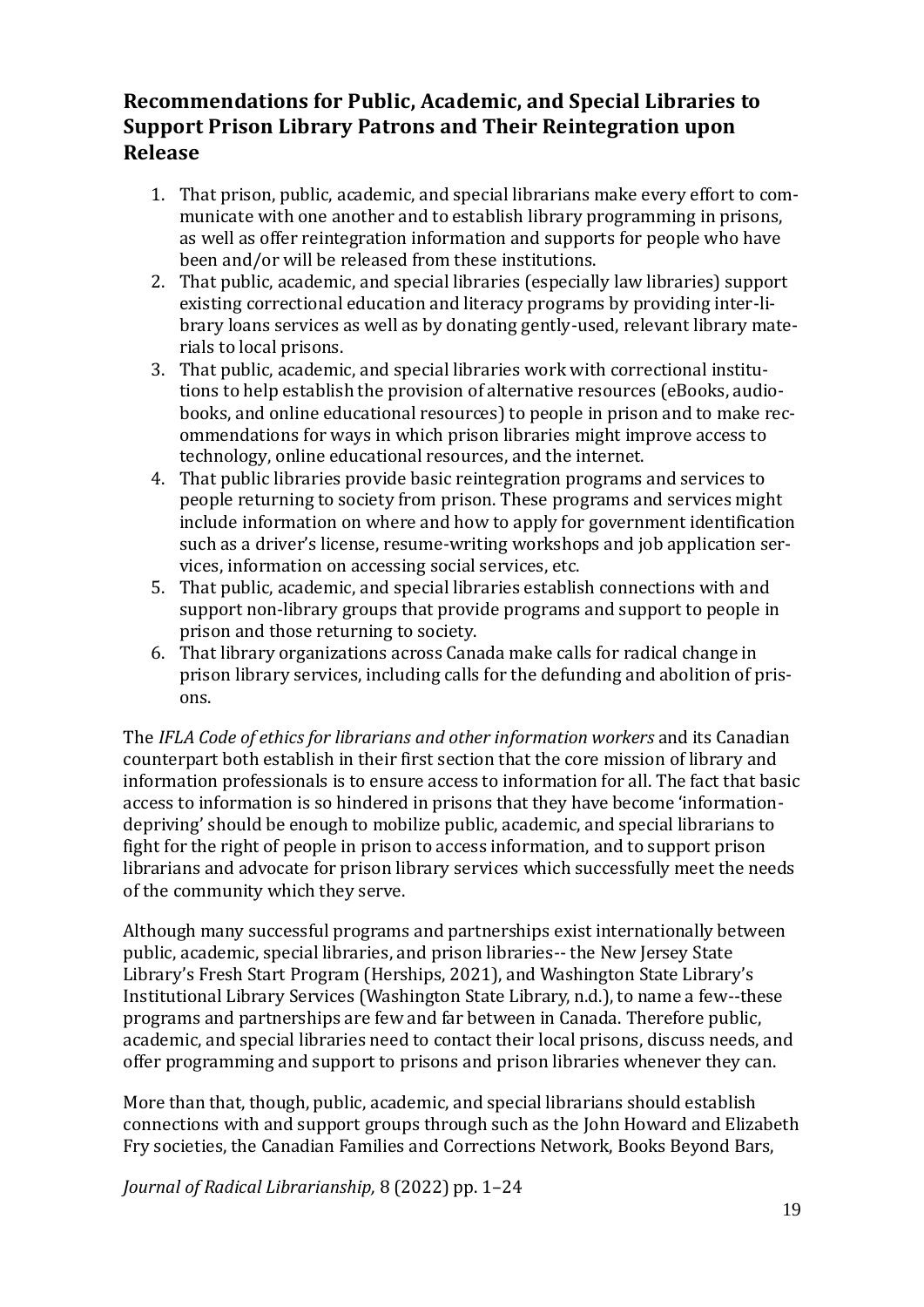## Recommendations for Public, Academic, and Special Libraries to Support Prison Library Patrons and Their Reintegration upon Release

1. That prison, public, academic, and special librarians make every effort to communicate with one another and to establish library programming in prisons, as well as offer reintegration information and supports for people who have been and/or will be released from these institutions.
2. That public, academic, and special libraries (especially law libraries) support existing correctional education and literacy programs by providing inter-library loans services as well as by donating gently-used, relevant library materials to local prisons.
3. That public, academic, and special libraries work with correctional institutions to help establish the provision of alternative resources (eBooks, audiobooks, and online educational resources) to people in prison and to make recommendations for ways in which prison libraries might improve access to technology, online educational resources, and the internet.
4. That public libraries provide basic reintegration programs and services to people returning to society from prison. These programs and services might include information on where and how to apply for government identification such as a driver's license, resume-writing workshops and job application services, information on accessing social services, etc.
5. That public, academic, and special libraries establish connections with and support non-library groups that provide programs and support to people in prison and those returning to society.
6. That library organizations across Canada make calls for radical change in prison library services, including calls for the defunding and abolition of prisons.

The *IFLA Code of ethics for librarians and other information workers* and its Canadian counterpart both establish in their first section that the core mission of library and information professionals is to ensure access to information for all. The fact that basic access to information is so hindered in prisons that they have become 'information-depriving' should be enough to mobilize public, academic, and special librarians to fight for the right of people in prison to access information, and to support prison librarians and advocate for prison library services which successfully meet the needs of the community which they serve.

Although many successful programs and partnerships exist internationally between public, academic, special libraries, and prison libraries-- the New Jersey State Library's Fresh Start Program (Herships, 2021), and Washington State Library's Institutional Library Services (Washington State Library, n.d.), to name a few--these programs and partnerships are few and far between in Canada. Therefore public, academic, and special libraries need to contact their local prisons, discuss needs, and offer programming and support to prisons and prison libraries whenever they can.

More than that, though, public, academic, and special librarians should establish connections with and support groups through such as the John Howard and Elizabeth Fry societies, the Canadian Families and Corrections Network, Books Beyond Bars,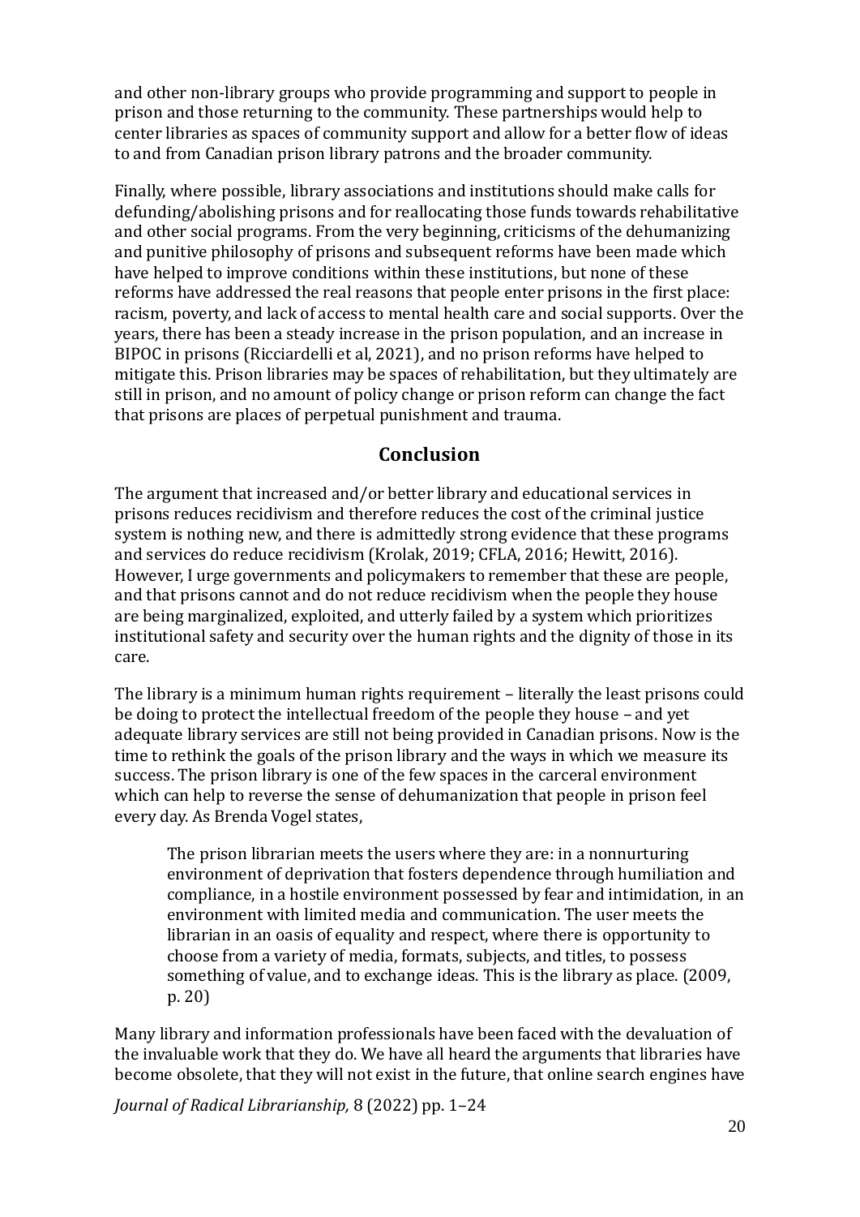and other non-library groups who provide programming and support to people in prison and those returning to the community. These partnerships would help to center libraries as spaces of community support and allow for a better flow of ideas to and from Canadian prison library patrons and the broader community.

Finally, where possible, library associations and institutions should make calls for defunding/abolishing prisons and for reallocating those funds towards rehabilitative and other social programs. From the very beginning, criticisms of the dehumanizing and punitive philosophy of prisons and subsequent reforms have been made which have helped to improve conditions within these institutions, but none of these reforms have addressed the real reasons that people enter prisons in the first place: racism, poverty, and lack of access to mental health care and social supports. Over the years, there has been a steady increase in the prison population, and an increase in BIPOC in prisons (Ricciardelli et al, 2021), and no prison reforms have helped to mitigate this. Prison libraries may be spaces of rehabilitation, but they ultimately are still in prison, and no amount of policy change or prison reform can change the fact that prisons are places of perpetual punishment and trauma.

## Conclusion

The argument that increased and/or better library and educational services in prisons reduces recidivism and therefore reduces the cost of the criminal justice system is nothing new, and there is admittedly strong evidence that these programs and services do reduce recidivism (Krolak, 2019; CFLA, 2016; Hewitt, 2016). However, I urge governments and policymakers to remember that these are people, and that prisons cannot and do not reduce recidivism when the people they house are being marginalized, exploited, and utterly failed by a system which prioritizes institutional safety and security over the human rights and the dignity of those in its care.

The library is a minimum human rights requirement – literally the least prisons could be doing to protect the intellectual freedom of the people they house – and yet adequate library services are still not being provided in Canadian prisons. Now is the time to rethink the goals of the prison library and the ways in which we measure its success. The prison library is one of the few spaces in the carceral environment which can help to reverse the sense of dehumanization that people in prison feel every day. As Brenda Vogel states,

> The prison librarian meets the users where they are: in a nonnurturing environment of deprivation that fosters dependence through humiliation and compliance, in a hostile environment possessed by fear and intimidation, in an environment with limited media and communication. The user meets the librarian in an oasis of equality and respect, where there is opportunity to choose from a variety of media, formats, subjects, and titles, to possess something of value, and to exchange ideas. This is the library as place. (2009, p. 20)

Many library and information professionals have been faced with the devaluation of the invaluable work that they do. We have all heard the arguments that libraries have become obsolete, that they will not exist in the future, that online search engines have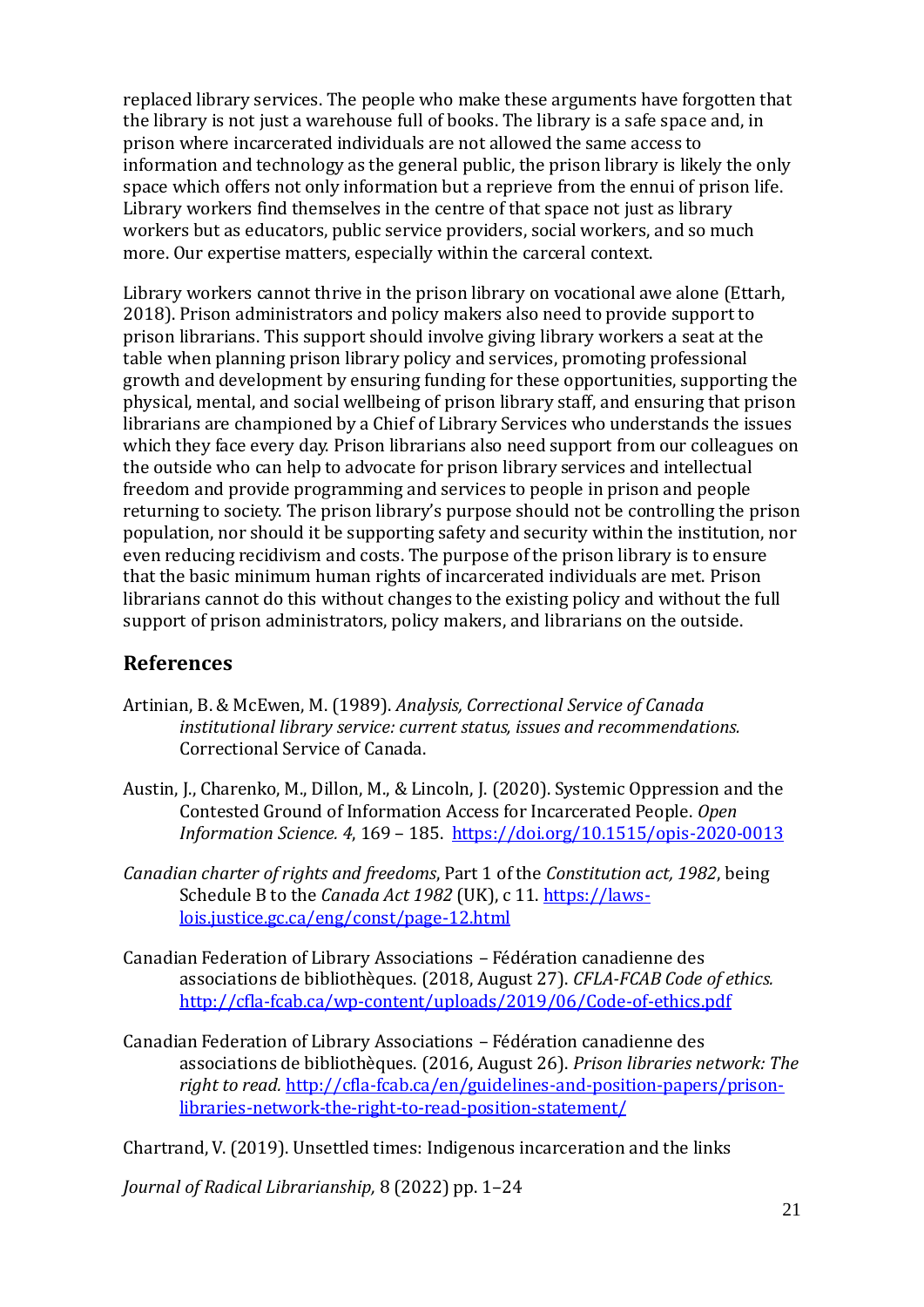replaced library services. The people who make these arguments have forgotten that the library is not just a warehouse full of books. The library is a safe space and, in prison where incarcerated individuals are not allowed the same access to information and technology as the general public, the prison library is likely the only space which offers not only information but a reprieve from the ennui of prison life. Library workers find themselves in the centre of that space not just as library workers but as educators, public service providers, social workers, and so much more. Our expertise matters, especially within the carceral context.

Library workers cannot thrive in the prison library on vocational awe alone (Ettarh, 2018). Prison administrators and policy makers also need to provide support to prison librarians. This support should involve giving library workers a seat at the table when planning prison library policy and services, promoting professional growth and development by ensuring funding for these opportunities, supporting the physical, mental, and social wellbeing of prison library staff, and ensuring that prison librarians are championed by a Chief of Library Services who understands the issues which they face every day. Prison librarians also need support from our colleagues on the outside who can help to advocate for prison library services and intellectual freedom and provide programming and services to people in prison and people returning to society. The prison library's purpose should not be controlling the prison population, nor should it be supporting safety and security within the institution, nor even reducing recidivism and costs. The purpose of the prison library is to ensure that the basic minimum human rights of incarcerated individuals are met. Prison librarians cannot do this without changes to the existing policy and without the full support of prison administrators, policy makers, and librarians on the outside.

## References

Artinian, B. & McEwen, M. (1989). *Analysis, Correctional Service of Canada institutional library service: current status, issues and recommendations.* Correctional Service of Canada.

Austin, J., Charenko, M., Dillon, M., & Lincoln, J. (2020). Systemic Oppression and the Contested Ground of Information Access for Incarcerated People. *Open Information Science. 4*, 169 – 185. https://doi.org/10.1515/opis-2020-0013

*Canadian charter of rights and freedoms*, Part 1 of the *Constitution act, 1982*, being Schedule B to the *Canada Act 1982* (UK), c 11. https://laws-lois.justice.gc.ca/eng/const/page-12.html

Canadian Federation of Library Associations – Fédération canadienne des associations de bibliothèques. (2018, August 27). *CFLA-FCAB Code of ethics.* http://cfla-fcab.ca/wp-content/uploads/2019/06/Code-of-ethics.pdf

Canadian Federation of Library Associations – Fédération canadienne des associations de bibliothèques. (2016, August 26). *Prison libraries network: The right to read.* http://cfla-fcab.ca/en/guidelines-and-position-papers/prison-libraries-network-the-right-to-read-position-statement/

Chartrand, V. (2019). Unsettled times: Indigenous incarceration and the links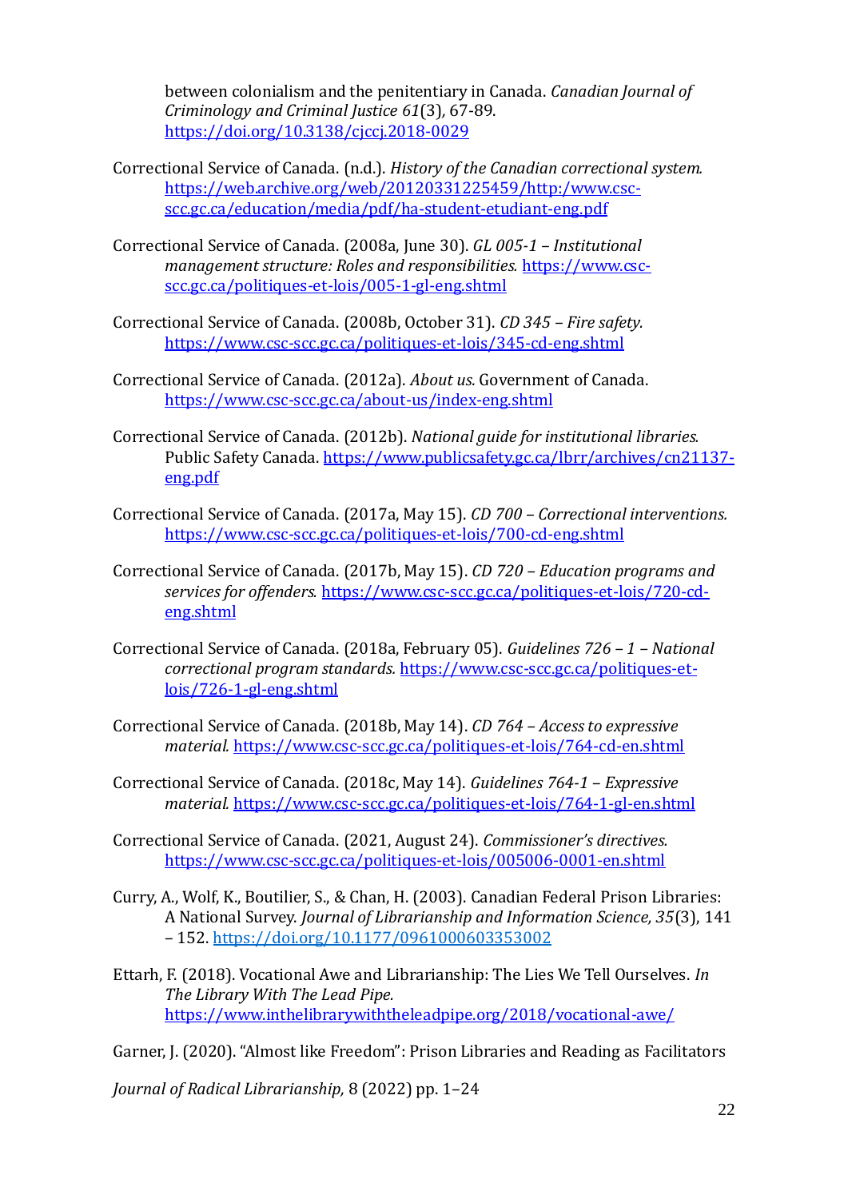between colonialism and the penitentiary in Canada. *Canadian Journal of Criminology and Criminal Justice 61*(3), 67-89. https://doi.org/10.3138/cjccj.2018-0029

Correctional Service of Canada. (n.d.). *History of the Canadian correctional system.* https://web.archive.org/web/20120331225459/http:/www.csc-scc.gc.ca/education/media/pdf/ha-student-etudiant-eng.pdf

Correctional Service of Canada. (2008a, June 30). *GL 005-1 – Institutional management structure: Roles and responsibilities.* https://www.csc-scc.gc.ca/politiques-et-lois/005-1-gl-eng.shtml

Correctional Service of Canada. (2008b, October 31). *CD 345 – Fire safety.* https://www.csc-scc.gc.ca/politiques-et-lois/345-cd-eng.shtml

Correctional Service of Canada. (2012a). *About us.* Government of Canada. https://www.csc-scc.gc.ca/about-us/index-eng.shtml

Correctional Service of Canada. (2012b). *National guide for institutional libraries.* Public Safety Canada. https://www.publicsafety.gc.ca/lbrr/archives/cn21137-eng.pdf

Correctional Service of Canada. (2017a, May 15). *CD 700 – Correctional interventions.* https://www.csc-scc.gc.ca/politiques-et-lois/700-cd-eng.shtml

Correctional Service of Canada. (2017b, May 15). *CD 720 – Education programs and services for offenders.* https://www.csc-scc.gc.ca/politiques-et-lois/720-cd-eng.shtml

Correctional Service of Canada. (2018a, February 05). *Guidelines 726 – 1 – National correctional program standards.* https://www.csc-scc.gc.ca/politiques-et-lois/726-1-gl-eng.shtml

Correctional Service of Canada. (2018b, May 14). *CD 764 – Access to expressive material.* https://www.csc-scc.gc.ca/politiques-et-lois/764-cd-en.shtml

Correctional Service of Canada. (2018c, May 14). *Guidelines 764-1 – Expressive material.* https://www.csc-scc.gc.ca/politiques-et-lois/764-1-gl-en.shtml

Correctional Service of Canada. (2021, August 24). *Commissioner's directives.* https://www.csc-scc.gc.ca/politiques-et-lois/005006-0001-en.shtml

Curry, A., Wolf, K., Boutilier, S., & Chan, H. (2003). Canadian Federal Prison Libraries: A National Survey. *Journal of Librarianship and Information Science, 35*(3), 141 – 152. https://doi.org/10.1177/0961000603353002

Ettarh, F. (2018). Vocational Awe and Librarianship: The Lies We Tell Ourselves. *In The Library With The Lead Pipe.* https://www.inthelibrarywiththeleadpipe.org/2018/vocational-awe/

Garner, J. (2020). "Almost like Freedom": Prison Libraries and Reading as Facilitators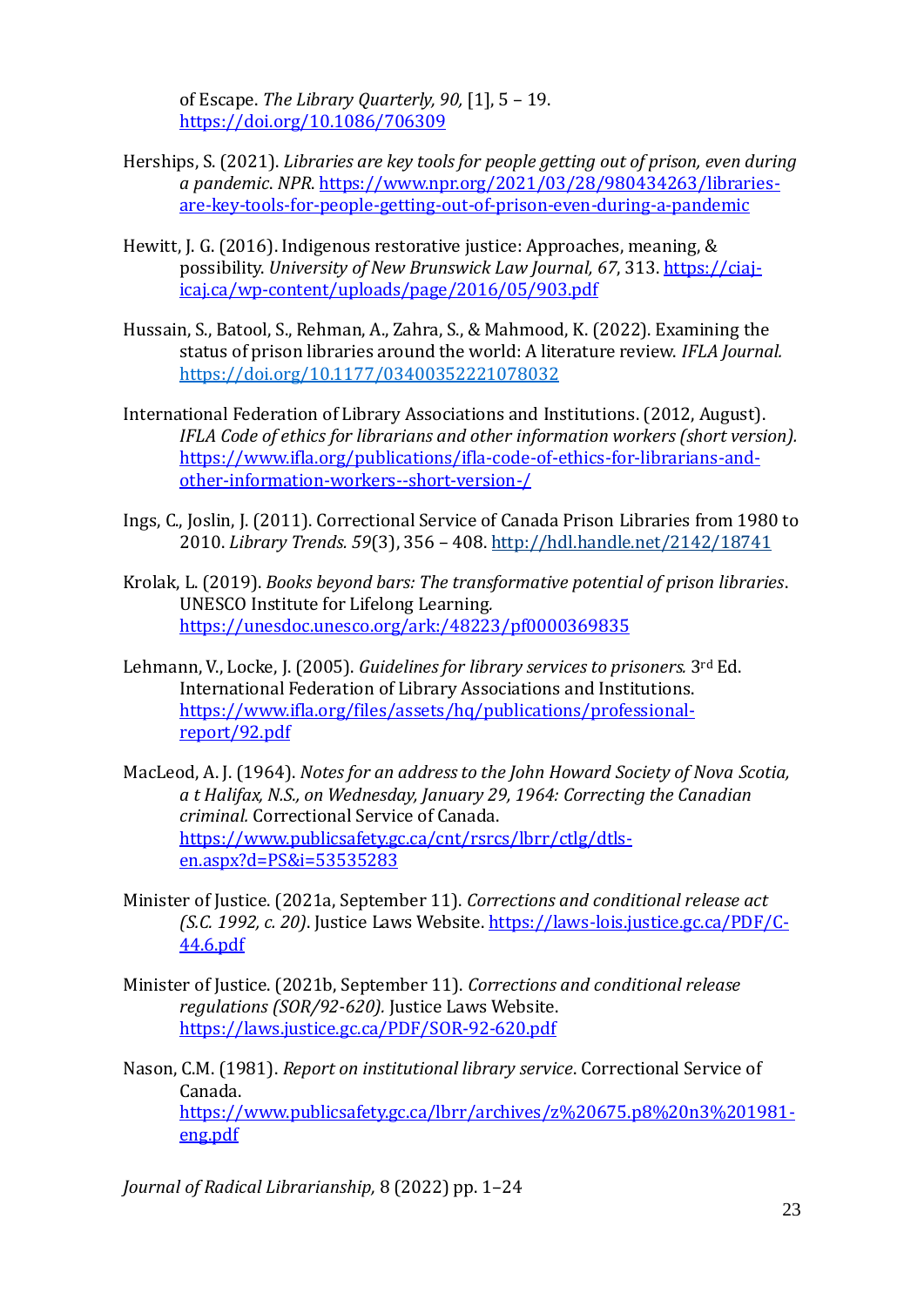of Escape. *The Library Quarterly, 90,* [1], 5 – 19. https://doi.org/10.1086/706309

Herships, S. (2021). *Libraries are key tools for people getting out of prison, even during a pandemic*. *NPR*. https://www.npr.org/2021/03/28/980434263/libraries-are-key-tools-for-people-getting-out-of-prison-even-during-a-pandemic

Hewitt, J. G. (2016). Indigenous restorative justice: Approaches, meaning, & possibility. *University of New Brunswick Law Journal, 67*, 313. https://ciaj-icaj.ca/wp-content/uploads/page/2016/05/903.pdf

Hussain, S., Batool, S., Rehman, A., Zahra, S., & Mahmood, K. (2022). Examining the status of prison libraries around the world: A literature review. *IFLA Journal.* https://doi.org/10.1177/03400352221078032

International Federation of Library Associations and Institutions. (2012, August). *IFLA Code of ethics for librarians and other information workers (short version).* https://www.ifla.org/publications/ifla-code-of-ethics-for-librarians-and-other-information-workers--short-version-/

Ings, C., Joslin, J. (2011). Correctional Service of Canada Prison Libraries from 1980 to 2010. *Library Trends. 59*(3), 356 – 408. http://hdl.handle.net/2142/18741

Krolak, L. (2019). *Books beyond bars: The transformative potential of prison libraries*. UNESCO Institute for Lifelong Learning. https://unesdoc.unesco.org/ark:/48223/pf0000369835

Lehmann, V., Locke, J. (2005). *Guidelines for library services to prisoners.* 3rd Ed. International Federation of Library Associations and Institutions. https://www.ifla.org/files/assets/hq/publications/professional-report/92.pdf

MacLeod, A. J. (1964). *Notes for an address to the John Howard Society of Nova Scotia, a t Halifax, N.S., on Wednesday, January 29, 1964: Correcting the Canadian criminal.* Correctional Service of Canada. https://www.publicsafety.gc.ca/cnt/rsrcs/lbrr/ctlg/dtls-en.aspx?d=PS&i=53535283

Minister of Justice. (2021a, September 11). *Corrections and conditional release act (S.C. 1992, c. 20)*. Justice Laws Website. https://laws-lois.justice.gc.ca/PDF/C-44.6.pdf

Minister of Justice. (2021b, September 11). *Corrections and conditional release regulations (SOR/92-620).* Justice Laws Website. https://laws.justice.gc.ca/PDF/SOR-92-620.pdf

Nason, C.M. (1981). *Report on institutional library service*. Correctional Service of Canada. https://www.publicsafety.gc.ca/lbrr/archives/z%20675.p8%20n3%201981-eng.pdf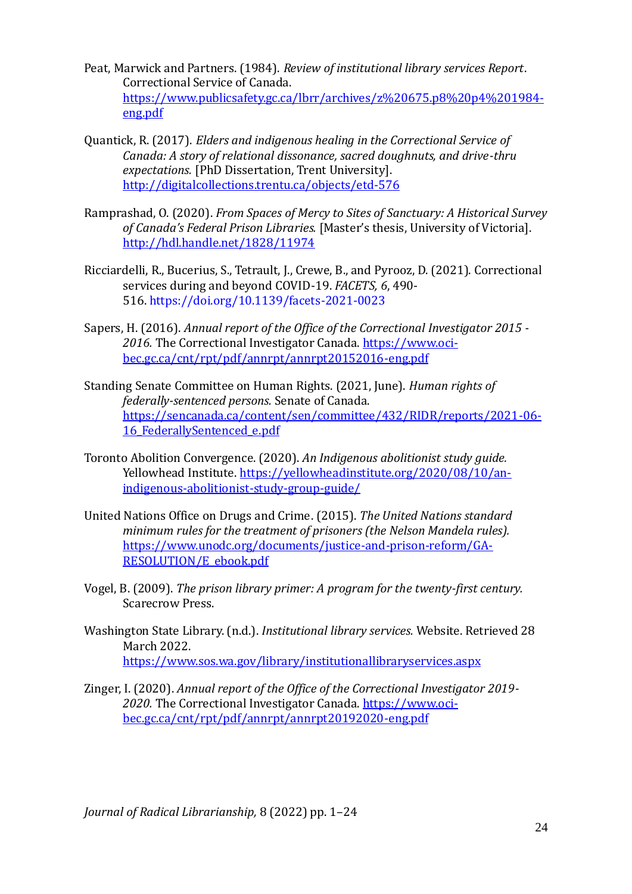Peat, Marwick and Partners. (1984). *Review of institutional library services Report*. Correctional Service of Canada. https://www.publicsafety.gc.ca/lbrr/archives/z%20675.p8%20p4%201984-eng.pdf

Quantick, R. (2017). *Elders and indigenous healing in the Correctional Service of Canada: A story of relational dissonance, sacred doughnuts, and drive-thru expectations.* [PhD Dissertation, Trent University]. http://digitalcollections.trentu.ca/objects/etd-576

Ramprashad, O. (2020). *From Spaces of Mercy to Sites of Sanctuary: A Historical Survey of Canada's Federal Prison Libraries.* [Master's thesis, University of Victoria]. http://hdl.handle.net/1828/11974

Ricciardelli, R., Bucerius, S., Tetrault, J., Crewe, B., and Pyrooz, D. (2021). Correctional services during and beyond COVID-19. *FACETS, 6*, 490-516. https://doi.org/10.1139/facets-2021-0023

Sapers, H. (2016). *Annual report of the Office of the Correctional Investigator 2015 - 2016.* The Correctional Investigator Canada. https://www.oci-bec.gc.ca/cnt/rpt/pdf/annrpt/annrpt20152016-eng.pdf

Standing Senate Committee on Human Rights. (2021, June). *Human rights of federally-sentenced persons.* Senate of Canada. https://sencanada.ca/content/sen/committee/432/RIDR/reports/2021-06-16_FederallySentenced_e.pdf

Toronto Abolition Convergence. (2020). *An Indigenous abolitionist study guide.* Yellowhead Institute. https://yellowheadinstitute.org/2020/08/10/an-indigenous-abolitionist-study-group-guide/

United Nations Office on Drugs and Crime. (2015). *The United Nations standard minimum rules for the treatment of prisoners (the Nelson Mandela rules).* https://www.unodc.org/documents/justice-and-prison-reform/GA-RESOLUTION/E_ebook.pdf

Vogel, B. (2009). *The prison library primer: A program for the twenty-first century.* Scarecrow Press.

Washington State Library. (n.d.). *Institutional library services.* Website. Retrieved 28 March 2022. https://www.sos.wa.gov/library/institutionallibraryservices.aspx

Zinger, I. (2020). *Annual report of the Office of the Correctional Investigator 2019-2020.* The Correctional Investigator Canada. https://www.oci-bec.gc.ca/cnt/rpt/pdf/annrpt/annrpt20192020-eng.pdf